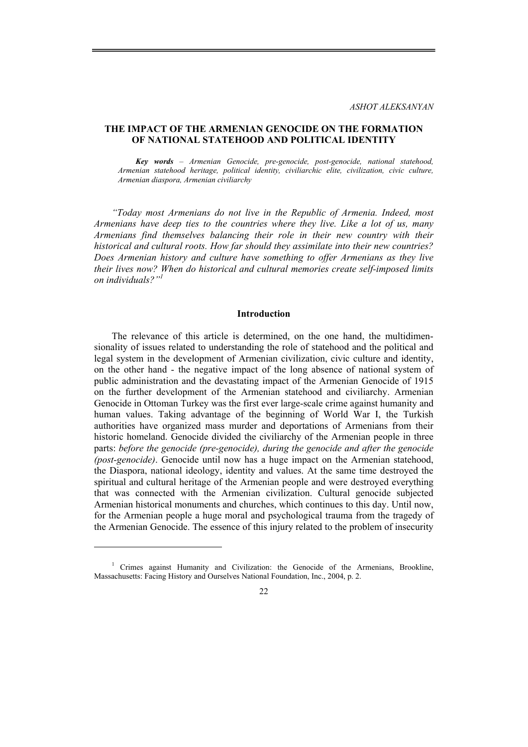*ASHOT ALEKSANYAN*

# THE IMPACT OF THE ARMENIAN GENOCIDE ON THE FORMATION OF NATIONAL STATEHOOD AND POLITICAL IDENTITY

***Key words*** *– Armenian Genocide, pre-genocide, post-genocide, national statehood, Armenian statehood heritage, political identity, civiliarchic elite, civilization, civic culture, Armenian diaspora, Armenian civiliarchy*

*"Today most Armenians do not live in the Republic of Armenia. Indeed, most Armenians have deep ties to the countries where they live. Like a lot of us, many Armenians find themselves balancing their role in their new country with their historical and cultural roots. How far should they assimilate into their new countries? Does Armenian history and culture have something to offer Armenians as they live their lives now? When do historical and cultural memories create self-imposed limits on individuals?"*[1]

## Introduction

The relevance of this article is determined, on the one hand, the multidimensionality of issues related to understanding the role of statehood and the political and legal system in the development of Armenian civilization, civic culture and identity, on the other hand - the negative impact of the long absence of national system of public administration and the devastating impact of the Armenian Genocide of 1915 on the further development of the Armenian statehood and civiliarchy. Armenian Genocide in Ottoman Turkey was the first ever large-scale crime against humanity and human values. Taking advantage of the beginning of World War I, the Turkish authorities have organized mass murder and deportations of Armenians from their historic homeland. Genocide divided the civiliarchy of the Armenian people in three parts: *before the genocide (pre-genocide), during the genocide and after the genocide (post-genocide)*. Genocide until now has a huge impact on the Armenian statehood, the Diaspora, national ideology, identity and values. At the same time destroyed the spiritual and cultural heritage of the Armenian people and were destroyed everything that was connected with the Armenian civilization. Cultural genocide subjected Armenian historical monuments and churches, which continues to this day. Until now, for the Armenian people a huge moral and psychological trauma from the tragedy of the Armenian Genocide. The essence of this injury related to the problem of insecurity

---

[1] Crimes against Humanity and Civilization: the Genocide of the Armenians, Brookline, Massachusetts: Facing History and Ourselves National Foundation, Inc., 2004, p. 2.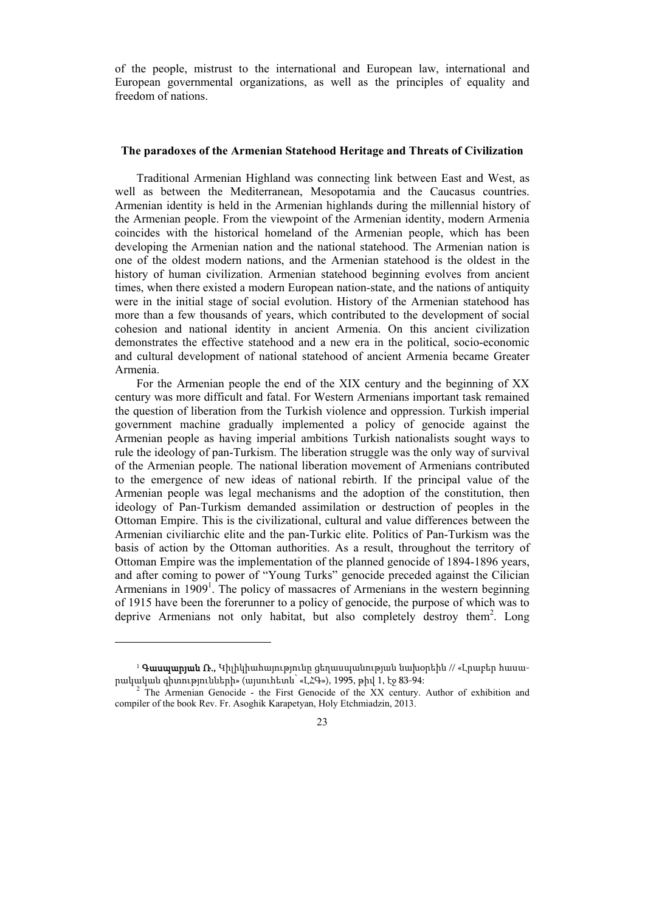of the people, mistrust to the international and European law, international and European governmental organizations, as well as the principles of equality and freedom of nations.

## The paradoxes of the Armenian Statehood Heritage and Threats of Civilization

Traditional Armenian Highland was connecting link between East and West, as well as between the Mediterranean, Mesopotamia and the Caucasus countries. Armenian identity is held in the Armenian highlands during the millennial history of the Armenian people. From the viewpoint of the Armenian identity, modern Armenia coincides with the historical homeland of the Armenian people, which has been developing the Armenian nation and the national statehood. The Armenian nation is one of the oldest modern nations, and the Armenian statehood is the oldest in the history of human civilization. Armenian statehood beginning evolves from ancient times, when there existed a modern European nation-state, and the nations of antiquity were in the initial stage of social evolution. History of the Armenian statehood has more than a few thousands of years, which contributed to the development of social cohesion and national identity in ancient Armenia. On this ancient civilization demonstrates the effective statehood and a new era in the political, socio-economic and cultural development of national statehood of ancient Armenia became Greater Armenia.

For the Armenian people the end of the XIX century and the beginning of XX century was more difficult and fatal. For Western Armenians important task remained the question of liberation from the Turkish violence and oppression. Turkish imperial government machine gradually implemented a policy of genocide against the Armenian people as having imperial ambitions Turkish nationalists sought ways to rule the ideology of pan-Turkism. The liberation struggle was the only way of survival of the Armenian people. The national liberation movement of Armenians contributed to the emergence of new ideas of national rebirth. If the principal value of the Armenian people was legal mechanisms and the adoption of the constitution, then ideology of Pan-Turkism demanded assimilation or destruction of peoples in the Ottoman Empire. This is the civilizational, cultural and value differences between the Armenian civiliarchic elite and the pan-Turkic elite. Politics of Pan-Turkism was the basis of action by the Ottoman authorities. As a result, throughout the territory of Ottoman Empire was the implementation of the planned genocide of 1894-1896 years, and after coming to power of "Young Turks" genocide preceded against the Cilician Armenians in 1909[1]. The policy of massacres of Armenians in the western beginning of 1915 have been the forerunner to a policy of genocide, the purpose of which was to deprive Armenians not only habitat, but also completely destroy them[2]. Long

---

[1] **Գասպարյան Ռ.,** Կիլիկիահայությունը ցեղասպանության նախօրեին // «Լրաբեր հասարակական գիտությունների» (այսուհետև՝ «ԼՀԳ»), 1995, թիվ 1, էջ 83-94:

[2] The Armenian Genocide - the First Genocide of the XX century. Author of exhibition and compiler of the book Rev. Fr. Asoghik Karapetyan, Holy Etchmiadzin, 2013.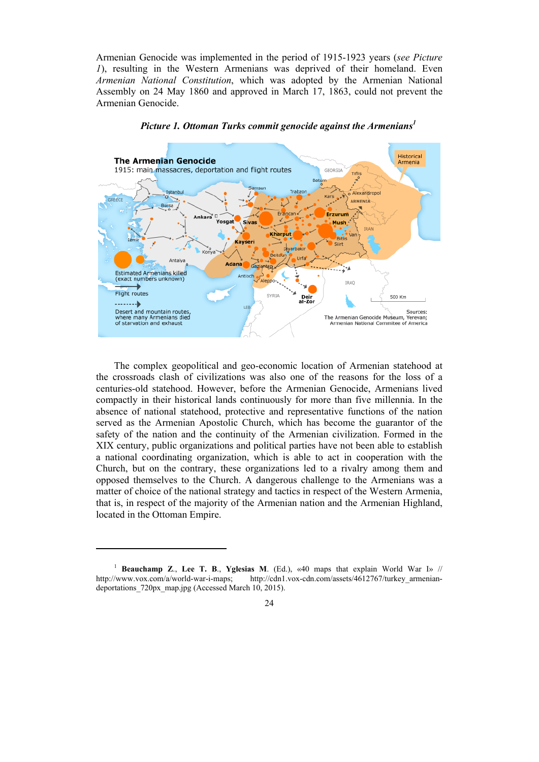Armenian Genocide was implemented in the period of 1915-1923 years (*see Picture 1*), resulting in the Western Armenians was deprived of their homeland. Even *Armenian National Constitution*, which was adopted by the Armenian National Assembly on 24 May 1860 and approved in March 17, 1863, could not prevent the Armenian Genocide.

***Picture 1. Ottoman Turks commit genocide against the Armenians*[1]**

The complex geopolitical and geo-economic location of Armenian statehood at the crossroads clash of civilizations was also one of the reasons for the loss of a centuries-old statehood. However, before the Armenian Genocide, Armenians lived compactly in their historical lands continuously for more than five millennia. In the absence of national statehood, protective and representative functions of the nation served as the Armenian Apostolic Church, which has become the guarantor of the safety of the nation and the continuity of the Armenian civilization. Formed in the XIX century, public organizations and political parties have not been able to establish a national coordinating organization, which is able to act in cooperation with the Church, but on the contrary, these organizations led to a rivalry among them and opposed themselves to the Church. A dangerous challenge to the Armenians was a matter of choice of the national strategy and tactics in respect of the Western Armenia, that is, in respect of the majority of the Armenian nation and the Armenian Highland, located in the Ottoman Empire.

---

[1] **Beauchamp Z.**, **Lee T. B.**, **Yglesias M**. (Ed.), «40 maps that explain World War I» // http://www.vox.com/a/world-war-i-maps; http://cdn1.vox-cdn.com/assets/4612767/turkey_armenian-deportations_720px_map.jpg (Accessed March 10, 2015).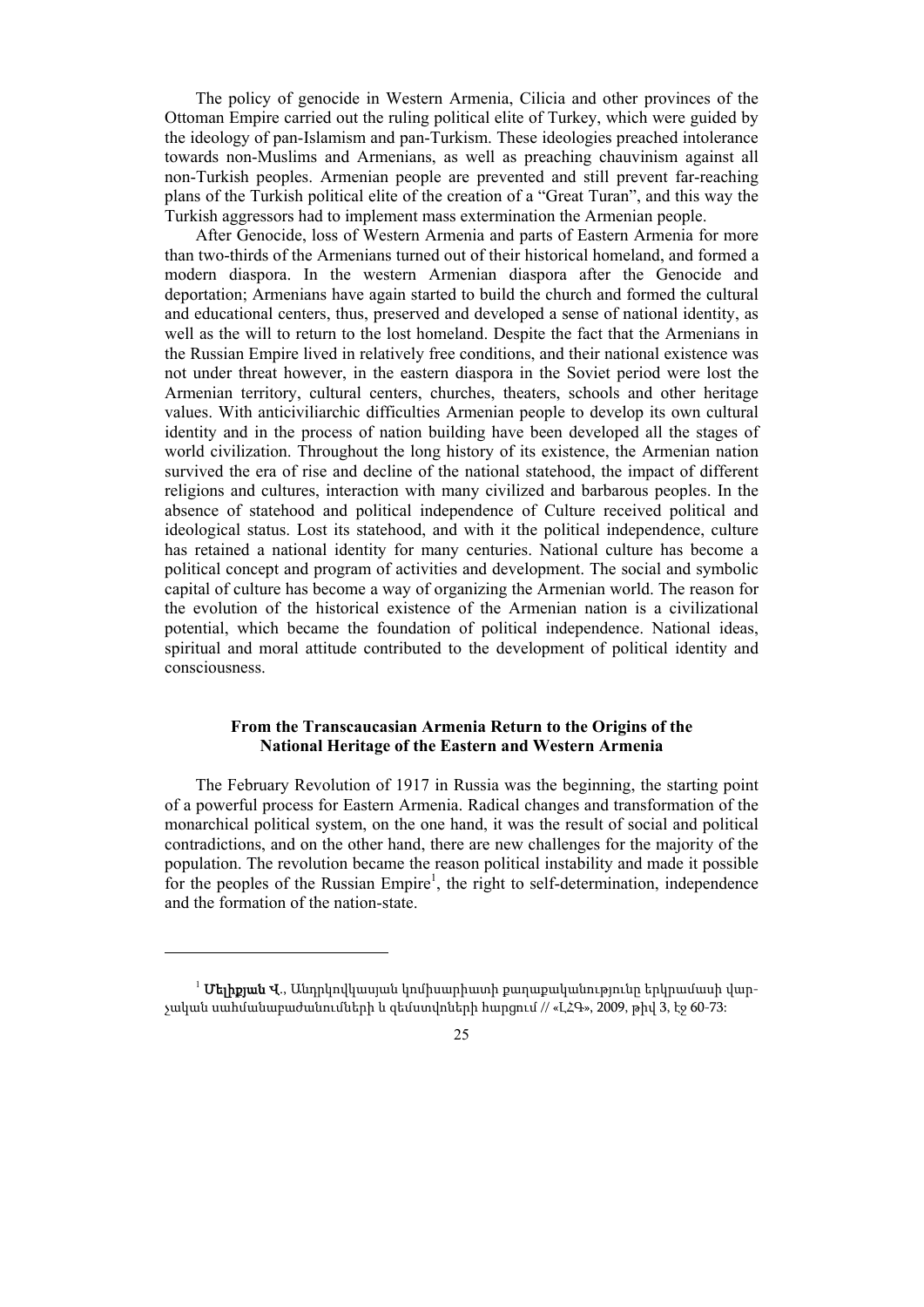The policy of genocide in Western Armenia, Cilicia and other provinces of the Ottoman Empire carried out the ruling political elite of Turkey, which were guided by the ideology of pan-Islamism and pan-Turkism. These ideologies preached intolerance towards non-Muslims and Armenians, as well as preaching chauvinism against all non-Turkish peoples. Armenian people are prevented and still prevent far-reaching plans of the Turkish political elite of the creation of a "Great Turan", and this way the Turkish aggressors had to implement mass extermination the Armenian people.

After Genocide, loss of Western Armenia and parts of Eastern Armenia for more than two-thirds of the Armenians turned out of their historical homeland, and formed a modern diaspora. In the western Armenian diaspora after the Genocide and deportation; Armenians have again started to build the church and formed the cultural and educational centers, thus, preserved and developed a sense of national identity, as well as the will to return to the lost homeland. Despite the fact that the Armenians in the Russian Empire lived in relatively free conditions, and their national existence was not under threat however, in the eastern diaspora in the Soviet period were lost the Armenian territory, cultural centers, churches, theaters, schools and other heritage values. With anticiviliarchic difficulties Armenian people to develop its own cultural identity and in the process of nation building have been developed all the stages of world civilization. Throughout the long history of its existence, the Armenian nation survived the era of rise and decline of the national statehood, the impact of different religions and cultures, interaction with many civilized and barbarous peoples. In the absence of statehood and political independence of Culture received political and ideological status. Lost its statehood, and with it the political independence, culture has retained a national identity for many centuries. National culture has become a political concept and program of activities and development. The social and symbolic capital of culture has become a way of organizing the Armenian world. The reason for the evolution of the historical existence of the Armenian nation is a civilizational potential, which became the foundation of political independence. National ideas, spiritual and moral attitude contributed to the development of political identity and consciousness.

### From the Transcaucasian Armenia Return to the Origins of the National Heritage of the Eastern and Western Armenia

The February Revolution of 1917 in Russia was the beginning, the starting point of a powerful process for Eastern Armenia. Radical changes and transformation of the monarchical political system, on the one hand, it was the result of social and political contradictions, and on the other hand, there are new challenges for the majority of the population. The revolution became the reason political instability and made it possible for the peoples of the Russian Empire[1], the right to self-determination, independence and the formation of the nation-state.

---

[1] **Մելիքյան Վ.**, Անդրկովկասյան կոմիսարիատի քաղաքականությունը երկրամասի վարչական սահմանաբաժանումների և զեմստվոների հարցում // «ԼՀԳ», 2009, թիվ 3, էջ 60-73: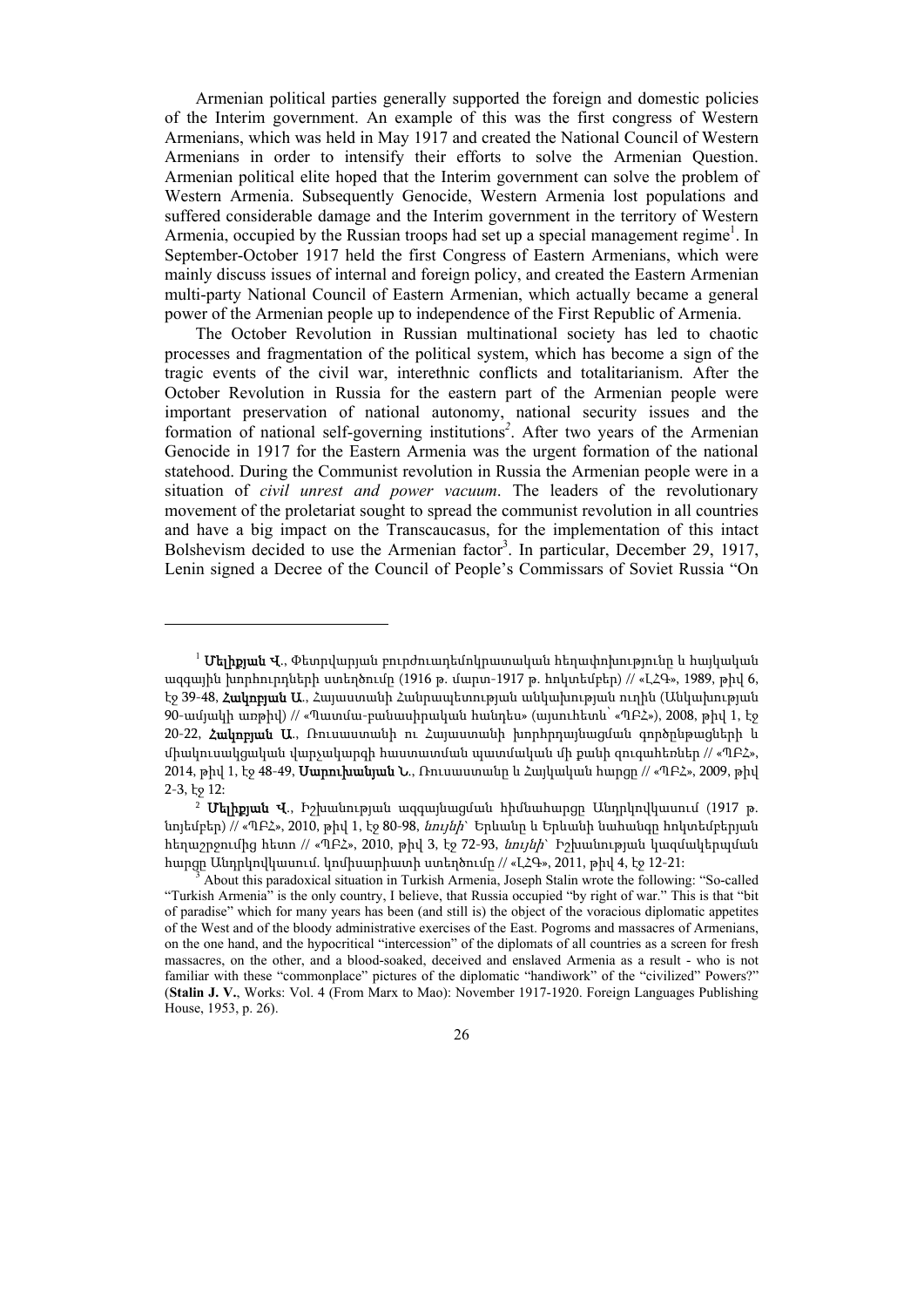Armenian political parties generally supported the foreign and domestic policies of the Interim government. An example of this was the first congress of Western Armenians, which was held in May 1917 and created the National Council of Western Armenians in order to intensify their efforts to solve the Armenian Question. Armenian political elite hoped that the Interim government can solve the problem of Western Armenia. Subsequently Genocide, Western Armenia lost populations and suffered considerable damage and the Interim government in the territory of Western Armenia, occupied by the Russian troops had set up a special management regime[1]. In September-October 1917 held the first Congress of Eastern Armenians, which were mainly discuss issues of internal and foreign policy, and created the Eastern Armenian multi-party National Council of Eastern Armenian, which actually became a general power of the Armenian people up to independence of the First Republic of Armenia.

The October Revolution in Russian multinational society has led to chaotic processes and fragmentation of the political system, which has become a sign of the tragic events of the civil war, interethnic conflicts and totalitarianism. After the October Revolution in Russia for the eastern part of the Armenian people were important preservation of national autonomy, national security issues and the formation of national self-governing institutions[2]. After two years of the Armenian Genocide in 1917 for the Eastern Armenia was the urgent formation of the national statehood. During the Communist revolution in Russia the Armenian people were in a situation of *civil unrest and power vacuum*. The leaders of the revolutionary movement of the proletariat sought to spread the communist revolution in all countries and have a big impact on the Transcaucasus, for the implementation of this intact Bolshevism decided to use the Armenian factor[3]. In particular, December 29, 1917, Lenin signed a Decree of the Council of People's Commissars of Soviet Russia "On

---

[1] **Մելիքյան Վ**., Փետրվարյան բուրժուադեմոկրատական հեղափոխությունը և հայկական ազգային խորհուրդների ստեղծումը (1916 թ. մարտ-1917 թ. հոկտեմբեր) // «ԼՀԳ», 1989, թիվ 6, էջ 39-48, **Հակոբյան Ա**., Հայաստանի Հանրապետության անկախության ուղին (Անկախության 90-ամյակի առթիվ) // «Պատմա-բանասիրական հանդես» (այսուհետև՝ «ՊԲՀ»), 2008, թիվ 1, էջ 20-22, **Հակոբյան Ա**., Ռուսաստանի ու Հայաստանի խորհրդայնացման գործընթացների և միակուսակցական վարչակարգի հաստատման պատմական մի քանի զուգահեռներ // «ՊԲՀ», 2014, թիվ 1, էջ 48-49, **Սարուխանյան Ն**., Ռուսաստանը և Հայկական հարցը // «ՊԲՀ», 2009, թիվ 2-3, էջ 12:

[2] **Մելիքյան Վ**., Իշխանության ազգայնացման հիմնահարցը Անդրկովկասում (1917 թ. նոյեմբեր) // «ՊԲՀ», 2010, թիվ 1, էջ 80-98, *նույնի*՝ Երևանը և Երևանի նահանգը հոկտեմբերյան հեղաշրջումից հետո // «ՊԲՀ», 2010, թիվ 3, էջ 72-93, *նույնի*՝ Իշխանության կազմակերպման հարցը Անդրկովկասում. կոմիսարիատի ստեղծումը // «ԼՀԳ», 2011, թիվ 4, էջ 12-21:

[3] About this paradoxical situation in Turkish Armenia, Joseph Stalin wrote the following: "So-called "Turkish Armenia" is the only country, I believe, that Russia occupied "by right of war." This is that "bit of paradise" which for many years has been (and still is) the object of the voracious diplomatic appetites of the West and of the bloody administrative exercises of the East. Pogroms and massacres of Armenians, on the one hand, and the hypocritical "intercession" of the diplomats of all countries as a screen for fresh massacres, on the other, and a blood-soaked, deceived and enslaved Armenia as a result - who is not familiar with these "commonplace" pictures of the diplomatic "handiwork" of the "civilized" Powers?" (**Stalin J. V.**, Works: Vol. 4 (From Marx to Mao): November 1917-1920. Foreign Languages Publishing House, 1953, p. 26).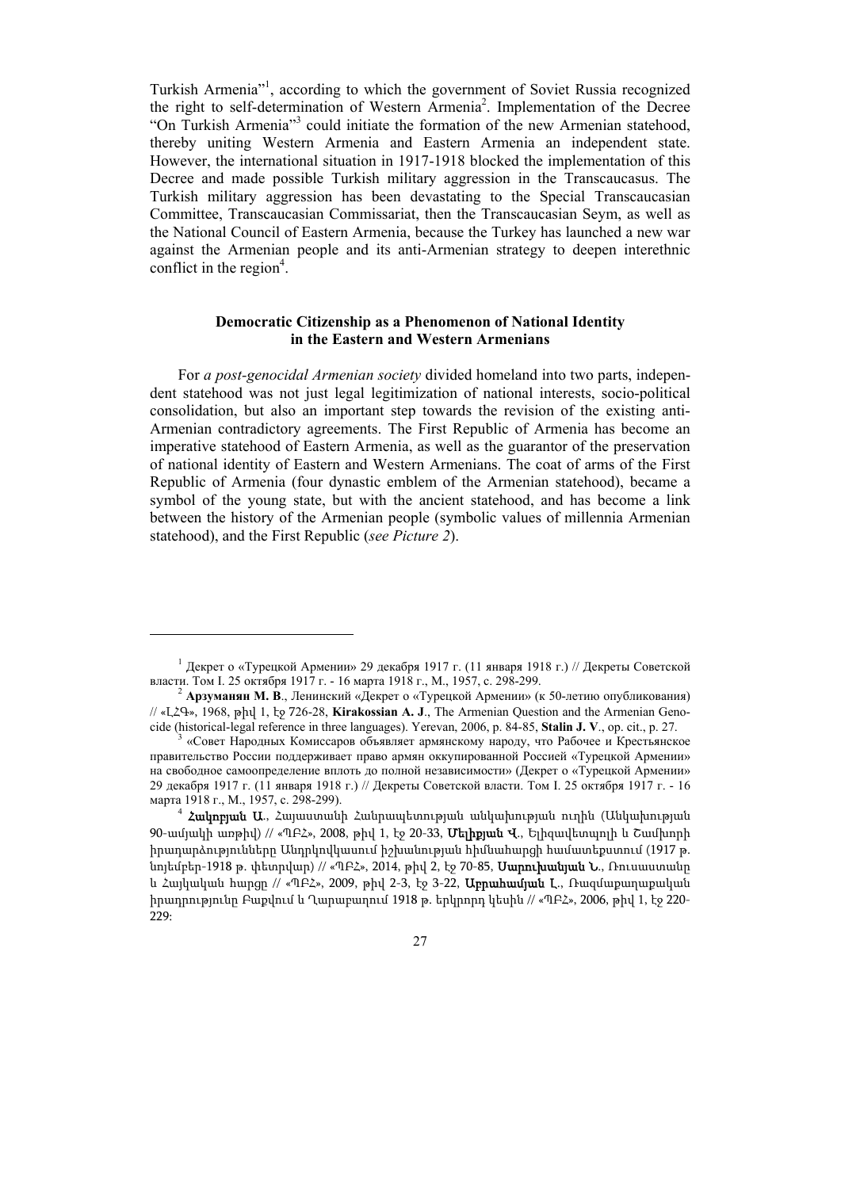Turkish Armenia"[1], according to which the government of Soviet Russia recognized the right to self-determination of Western Armenia[2]. Implementation of the Decree "On Turkish Armenia"[3] could initiate the formation of the new Armenian statehood, thereby uniting Western Armenia and Eastern Armenia an independent state. However, the international situation in 1917-1918 blocked the implementation of this Decree and made possible Turkish military aggression in the Transcaucasus. The Turkish military aggression has been devastating to the Special Transcaucasian Committee, Transcaucasian Commissariat, then the Transcaucasian Seym, as well as the National Council of Eastern Armenia, because the Turkey has launched a new war against the Armenian people and its anti-Armenian strategy to deepen interethnic conflict in the region[4].

### Democratic Citizenship as a Phenomenon of National Identity in the Eastern and Western Armenians

For *a post-genocidal Armenian society* divided homeland into two parts, independent statehood was not just legal legitimization of national interests, socio-political consolidation, but also an important step towards the revision of the existing anti-Armenian contradictory agreements. The First Republic of Armenia has become an imperative statehood of Eastern Armenia, as well as the guarantor of the preservation of national identity of Eastern and Western Armenians. The coat of arms of the First Republic of Armenia (four dynastic emblem of the Armenian statehood), became a symbol of the young state, but with the ancient statehood, and has become a link between the history of the Armenian people (symbolic values of millennia Armenian statehood), and the First Republic (*see Picture 2*).

---

[1] Декрет о «Турецкой Армении» 29 декабря 1917 г. (11 января 1918 г.) // Декреты Советской власти. Том I. 25 октября 1917 г. - 16 марта 1918 г., М., 1957, с. 298-299.

[2] **Арзуманян М. В**., Ленинский «Декрет о «Турецкой Армении» (к 50-летию опубликования) // «ԼՀԳ», 1968, թիվ 1, էջ 726-28, **Kirakossian A. J**., The Armenian Question and the Armenian Genocide (historical-legal reference in three languages). Yerevan, 2006, p. 84-85, **Stalin J. V**., op. cit., p. 27.

[3] «Совет Народных Комиссаров объявляет армянскому народу, что Рабочее и Крестьянское правительство России поддерживает право армян оккупированной Россией «Турецкой Армении» на свободное самоопределение вплоть до полной независимости» (Декрет о «Турецкой Армении» 29 декабря 1917 г. (11 января 1918 г.) // Декреты Советской власти. Том I. 25 октября 1917 г. - 16 марта 1918 г., М., 1957, с. 298-299).

[4] **Հակոբյան Ա**., Հայաստանի Հանրապետության անկախության ուղին (Անկախության 90-ամյակի առթիվ) // «ՊԲՀ», 2008, թիվ 1, էջ 20-33, **Մելիքյան Վ**., Ելիզավետպոլի և Շամխորի իրադարձությունները Անդրկովկասում իշխանության հիմնահարցի համատեքստում (1917 թ. նոյեմբեր-1918 թ. փետրվար) // «ՊԲՀ», 2014, թիվ 2, էջ 70-85, **Սարուխանյան Ն**., Ռուսաստանը և Հայկական հարցը // «ՊԲՀ», 2009, թիվ 2-3, էջ 3-22, **Աբրահամյան Լ**., Ռազմաքաղաքական իրադրությունը Բաքվում և Ղարաբաղում 1918 թ. երկրորդ կեսին // «ՊԲՀ», 2006, թիվ 1, էջ 220-229: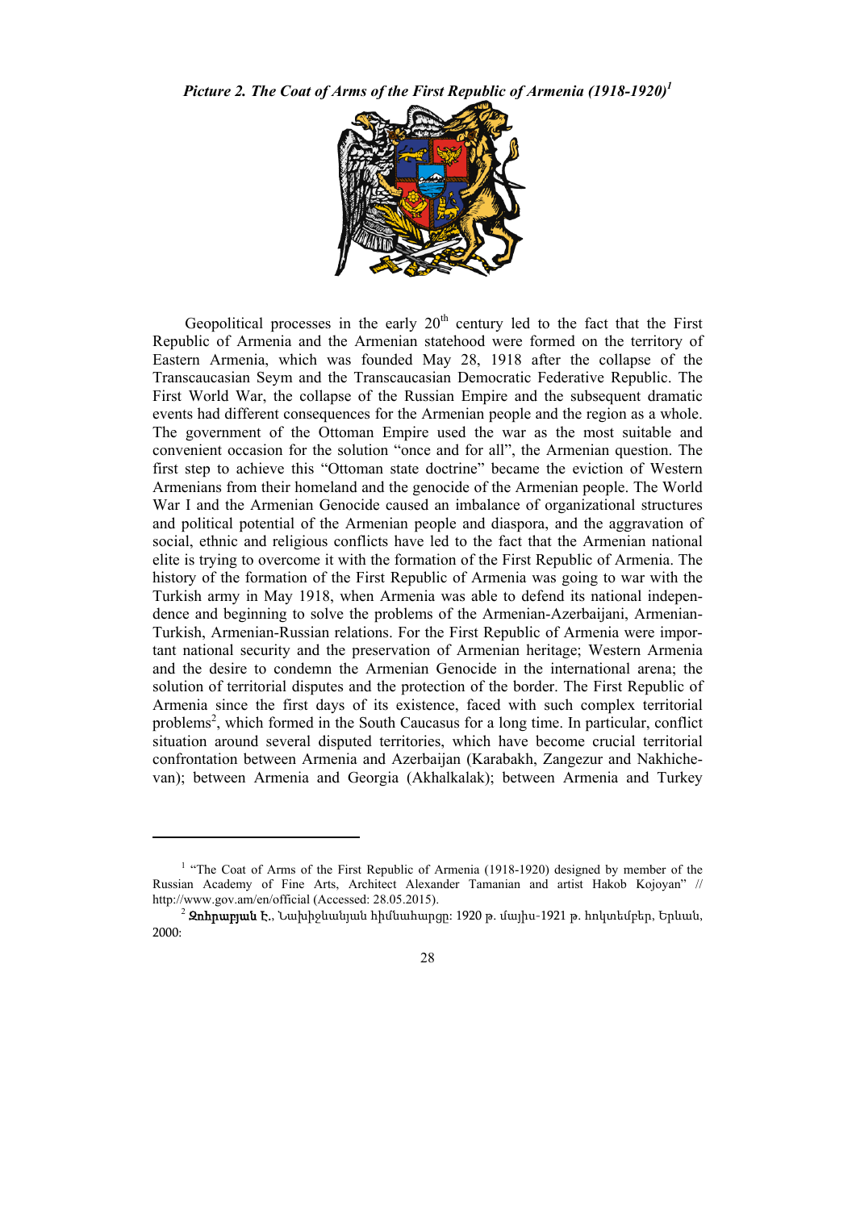*Picture 2. The Coat of Arms of the First Republic of Armenia (1918-1920)*[1]

Geopolitical processes in the early 20th century led to the fact that the First Republic of Armenia and the Armenian statehood were formed on the territory of Eastern Armenia, which was founded May 28, 1918 after the collapse of the Transcaucasian Seym and the Transcaucasian Democratic Federative Republic. The First World War, the collapse of the Russian Empire and the subsequent dramatic events had different consequences for the Armenian people and the region as a whole. The government of the Ottoman Empire used the war as the most suitable and convenient occasion for the solution "once and for all", the Armenian question. The first step to achieve this "Ottoman state doctrine" became the eviction of Western Armenians from their homeland and the genocide of the Armenian people. The World War I and the Armenian Genocide caused an imbalance of organizational structures and political potential of the Armenian people and diaspora, and the aggravation of social, ethnic and religious conflicts have led to the fact that the Armenian national elite is trying to overcome it with the formation of the First Republic of Armenia. The history of the formation of the First Republic of Armenia was going to war with the Turkish army in May 1918, when Armenia was able to defend its national independence and beginning to solve the problems of the Armenian-Azerbaijani, Armenian-Turkish, Armenian-Russian relations. For the First Republic of Armenia were important national security and the preservation of Armenian heritage; Western Armenia and the desire to condemn the Armenian Genocide in the international arena; the solution of territorial disputes and the protection of the border. The First Republic of Armenia since the first days of its existence, faced with such complex territorial problems[2], which formed in the South Caucasus for a long time. In particular, conflict situation around several disputed territories, which have become crucial territorial confrontation between Armenia and Azerbaijan (Karabakh, Zangezur and Nakhichevan); between Armenia and Georgia (Akhalkalak); between Armenia and Turkey

---

[1] "The Coat of Arms of the First Republic of Armenia (1918-1920) designed by member of the Russian Academy of Fine Arts, Architect Alexander Tamanian and artist Hakob Kojoyan" // http://www.gov.am/en/official (Accessed: 28.05.2015).

[2] **Զոհրաբյան Է.**, Նախիջևանյան հիմնահարցը: 1920 թ. մայիս-1921 թ. հոկտեմբեր, Երևան, 2000: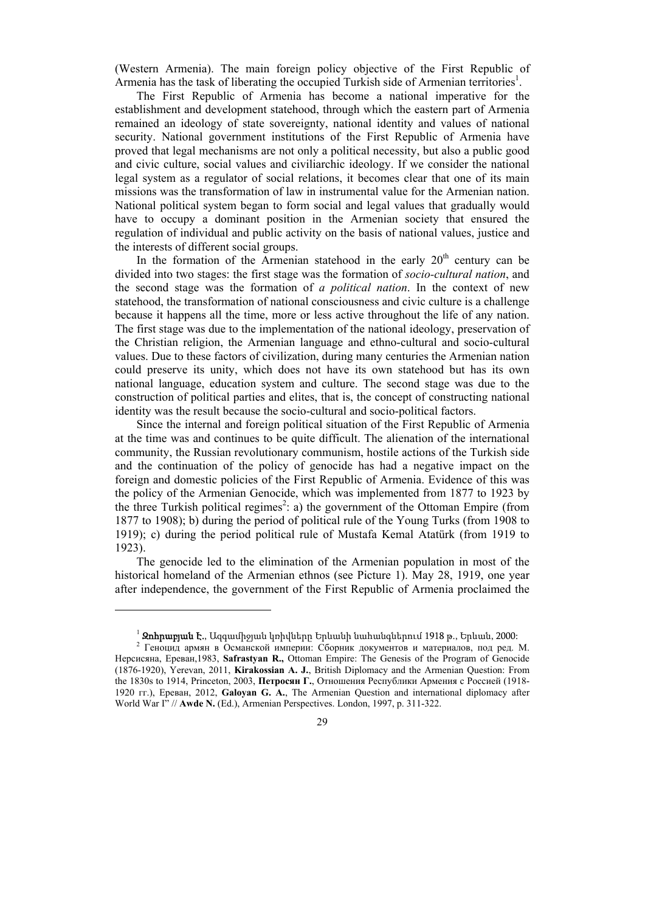(Western Armenia). The main foreign policy objective of the First Republic of Armenia has the task of liberating the occupied Turkish side of Armenian territories[1].

The First Republic of Armenia has become a national imperative for the establishment and development statehood, through which the eastern part of Armenia remained an ideology of state sovereignty, national identity and values of national security. National government institutions of the First Republic of Armenia have proved that legal mechanisms are not only a political necessity, but also a public good and civic culture, social values and civiliarchic ideology. If we consider the national legal system as a regulator of social relations, it becomes clear that one of its main missions was the transformation of law in instrumental value for the Armenian nation. National political system began to form social and legal values that gradually would have to occupy a dominant position in the Armenian society that ensured the regulation of individual and public activity on the basis of national values, justice and the interests of different social groups.

In the formation of the Armenian statehood in the early 20th century can be divided into two stages: the first stage was the formation of *socio-cultural nation*, and the second stage was the formation of *a political nation*. In the context of new statehood, the transformation of national consciousness and civic culture is a challenge because it happens all the time, more or less active throughout the life of any nation. The first stage was due to the implementation of the national ideology, preservation of the Christian religion, the Armenian language and ethno-cultural and socio-cultural values. Due to these factors of civilization, during many centuries the Armenian nation could preserve its unity, which does not have its own statehood but has its own national language, education system and culture. The second stage was due to the construction of political parties and elites, that is, the concept of constructing national identity was the result because the socio-cultural and socio-political factors.

Since the internal and foreign political situation of the First Republic of Armenia at the time was and continues to be quite difficult. The alienation of the international community, the Russian revolutionary communism, hostile actions of the Turkish side and the continuation of the policy of genocide has had a negative impact on the foreign and domestic policies of the First Republic of Armenia. Evidence of this was the policy of the Armenian Genocide, which was implemented from 1877 to 1923 by the three Turkish political regimes[2]: a) the government of the Ottoman Empire (from 1877 to 1908); b) during the period of political rule of the Young Turks (from 1908 to 1919); c) during the period political rule of Mustafa Kemal Atatürk (from 1919 to 1923).

The genocide led to the elimination of the Armenian population in most of the historical homeland of the Armenian ethnos (see Picture 1). May 28, 1919, one year after independence, the government of the First Republic of Armenia proclaimed the

---

[1] **Զոհրաբյան Է.**, Ազգամիջյան կռիվները Երևանի նահանգներում 1918 թ., Երևան, 2000:

[2] Геноцид армян в Османской империи: Сборник документов и материалов, под ред. М. Нерсисяна, Ереван,1983, **Safrastyan R.,** Ottoman Empire: The Genesis of the Program of Genocide (1876-1920), Yerevan, 2011, **Kirakossian A. J.**, British Diplomacy and the Armenian Question: From the 1830s to 1914, Princeton, 2003, **Петросян Г.**, Отношения Республики Армения с Россией (1918-1920 гг.), Ереван, 2012, **Galoyan G. A.**, The Armenian Question and international diplomacy after World War I" // **Awde N.** (Ed.), Armenian Perspectives. London, 1997, p. 311-322.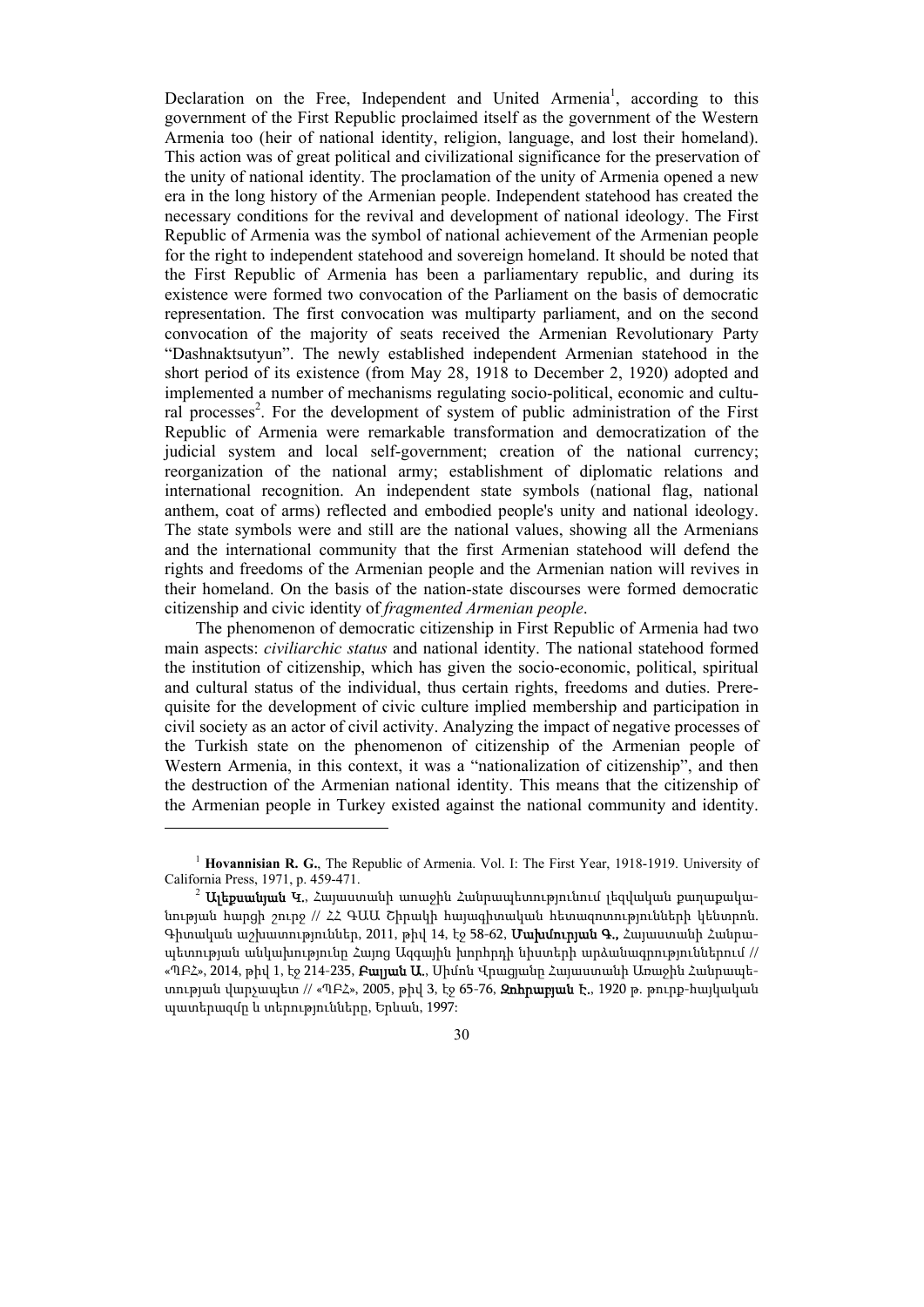Declaration on the Free, Independent and United Armenia[1], according to this government of the First Republic proclaimed itself as the government of the Western Armenia too (heir of national identity, religion, language, and lost their homeland). This action was of great political and civilizational significance for the preservation of the unity of national identity. The proclamation of the unity of Armenia opened a new era in the long history of the Armenian people. Independent statehood has created the necessary conditions for the revival and development of national ideology. The First Republic of Armenia was the symbol of national achievement of the Armenian people for the right to independent statehood and sovereign homeland. It should be noted that the First Republic of Armenia has been a parliamentary republic, and during its existence were formed two convocation of the Parliament on the basis of democratic representation. The first convocation was multiparty parliament, and on the second convocation of the majority of seats received the Armenian Revolutionary Party "Dashnaktsutyun". The newly established independent Armenian statehood in the short period of its existence (from May 28, 1918 to December 2, 1920) adopted and implemented a number of mechanisms regulating socio-political, economic and cultural processes[2]. For the development of system of public administration of the First Republic of Armenia were remarkable transformation and democratization of the judicial system and local self-government; creation of the national currency; reorganization of the national army; establishment of diplomatic relations and international recognition. An independent state symbols (national flag, national anthem, coat of arms) reflected and embodied people's unity and national ideology. The state symbols were and still are the national values, showing all the Armenians and the international community that the first Armenian statehood will defend the rights and freedoms of the Armenian people and the Armenian nation will revives in their homeland. On the basis of the nation-state discourses were formed democratic citizenship and civic identity of *fragmented Armenian people*.

The phenomenon of democratic citizenship in First Republic of Armenia had two main aspects: *civiliarchic status* and national identity. The national statehood formed the institution of citizenship, which has given the socio-economic, political, spiritual and cultural status of the individual, thus certain rights, freedoms and duties. Prerequisite for the development of civic culture implied membership and participation in civil society as an actor of civil activity. Analyzing the impact of negative processes of the Turkish state on the phenomenon of citizenship of the Armenian people of Western Armenia, in this context, it was a "nationalization of citizenship", and then the destruction of the Armenian national identity. This means that the citizenship of the Armenian people in Turkey existed against the national community and identity.

---

[1] **Hovannisian R. G.**, The Republic of Armenia. Vol. I: The First Year, 1918-1919. University of California Press, 1971, p. 459-471.

[2] **Ալեքսանյան Կ.**, Հայաստանի առաջին Հանրապետությունում լեզվական քաղաքականության հարցի շուրջ // ՀՀ ԳԱԱ Շիրակի հայագիտական հետազոտությունների կենտրոն. Գիտական աշխատություններ, 2011, թիվ 14, էջ 58-62, **Մախմուրյան Գ.**, Հայաստանի Հանրապետության անկախությունը Հայոց Ազգային խորհրդի նիստերի արձանագրություններում // «ՊԲՀ», 2014, թիվ 1, էջ 214-235, **Բայյան Ա.**, Սիմոն Վրացյանը Հայաստանի Առաջին Հանրապետության վարչապետ // «ՊԲՀ», 2005, թիվ 3, էջ 65-76, **Զոհրաբյան Է.**, 1920 թ. թուրք-հայկական պատերազմը և տերությունները, Երևան, 1997: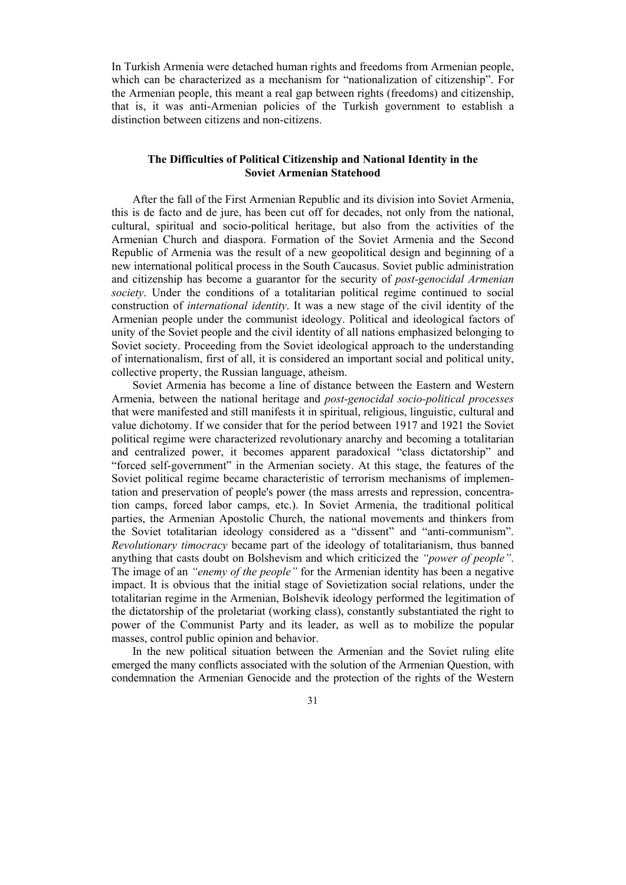In Turkish Armenia were detached human rights and freedoms from Armenian people, which can be characterized as a mechanism for "nationalization of citizenship". For the Armenian people, this meant a real gap between rights (freedoms) and citizenship, that is, it was anti-Armenian policies of the Turkish government to establish a distinction between citizens and non-citizens.

## The Difficulties of Political Citizenship and National Identity in the Soviet Armenian Statehood

After the fall of the First Armenian Republic and its division into Soviet Armenia, this is de facto and de jure, has been cut off for decades, not only from the national, cultural, spiritual and socio-political heritage, but also from the activities of the Armenian Church and diaspora. Formation of the Soviet Armenia and the Second Republic of Armenia was the result of a new geopolitical design and beginning of a new international political process in the South Caucasus. Soviet public administration and citizenship has become a guarantor for the security of *post-genocidal Armenian society*. Under the conditions of a totalitarian political regime continued to social construction of *international identity*. It was a new stage of the civil identity of the Armenian people under the communist ideology. Political and ideological factors of unity of the Soviet people and the civil identity of all nations emphasized belonging to Soviet society. Proceeding from the Soviet ideological approach to the understanding of internationalism, first of all, it is considered an important social and political unity, collective property, the Russian language, atheism.

Soviet Armenia has become a line of distance between the Eastern and Western Armenia, between the national heritage and *post-genocidal socio-political processes* that were manifested and still manifests it in spiritual, religious, linguistic, cultural and value dichotomy. If we consider that for the period between 1917 and 1921 the Soviet political regime were characterized revolutionary anarchy and becoming a totalitarian and centralized power, it becomes apparent paradoxical "class dictatorship" and "forced self-government" in the Armenian society. At this stage, the features of the Soviet political regime became characteristic of terrorism mechanisms of implementation and preservation of people's power (the mass arrests and repression, concentration camps, forced labor camps, etc.). In Soviet Armenia, the traditional political parties, the Armenian Apostolic Church, the national movements and thinkers from the Soviet totalitarian ideology considered as a "dissent" and "anti-communism". *Revolutionary timocracy* became part of the ideology of totalitarianism, thus banned anything that casts doubt on Bolshevism and which criticized the *"power of people"*. The image of an *"enemy of the people"* for the Armenian identity has been a negative impact. It is obvious that the initial stage of Sovietization social relations, under the totalitarian regime in the Armenian, Bolshevik ideology performed the legitimation of the dictatorship of the proletariat (working class), constantly substantiated the right to power of the Communist Party and its leader, as well as to mobilize the popular masses, control public opinion and behavior.

In the new political situation between the Armenian and the Soviet ruling elite emerged the many conflicts associated with the solution of the Armenian Question, with condemnation the Armenian Genocide and the protection of the rights of the Western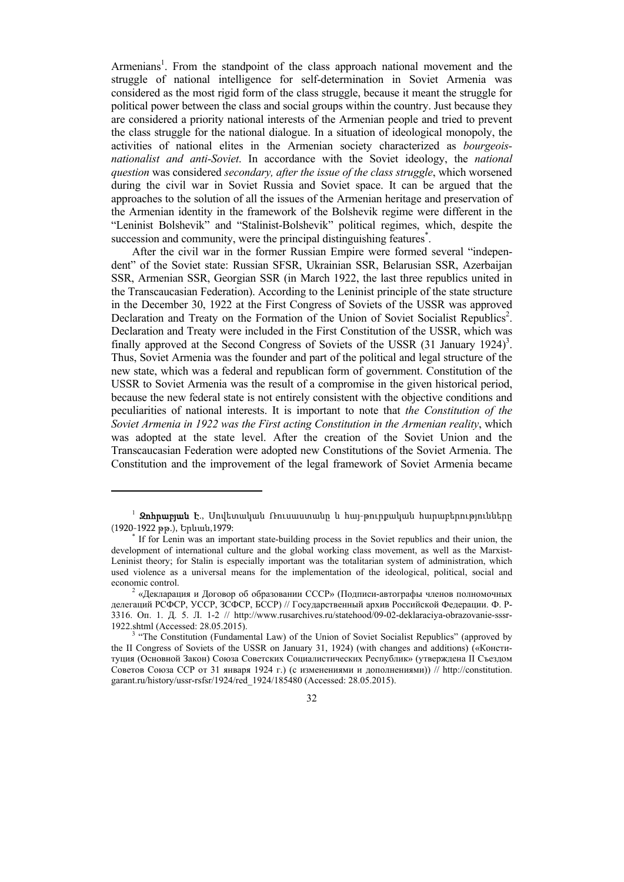Armenians[1]. From the standpoint of the class approach national movement and the struggle of national intelligence for self-determination in Soviet Armenia was considered as the most rigid form of the class struggle, because it meant the struggle for political power between the class and social groups within the country. Just because they are considered a priority national interests of the Armenian people and tried to prevent the class struggle for the national dialogue. In a situation of ideological monopoly, the activities of national elites in the Armenian society characterized as *bourgeois-nationalist and anti-Soviet*. In accordance with the Soviet ideology, the *national question* was considered *secondary, after the issue of the class struggle*, which worsened during the civil war in Soviet Russia and Soviet space. It can be argued that the approaches to the solution of all the issues of the Armenian heritage and preservation of the Armenian identity in the framework of the Bolshevik regime were different in the "Leninist Bolshevik" and "Stalinist-Bolshevik" political regimes, which, despite the succession and community, were the principal distinguishing features[*].

After the civil war in the former Russian Empire were formed several "independent" of the Soviet state: Russian SFSR, Ukrainian SSR, Belarusian SSR, Azerbaijan SSR, Armenian SSR, Georgian SSR (in March 1922, the last three republics united in the Transcaucasian Federation). According to the Leninist principle of the state structure in the December 30, 1922 at the First Congress of Soviets of the USSR was approved Declaration and Treaty on the Formation of the Union of Soviet Socialist Republics[2]. Declaration and Treaty were included in the First Constitution of the USSR, which was finally approved at the Second Congress of Soviets of the USSR (31 January 1924)[3]. Thus, Soviet Armenia was the founder and part of the political and legal structure of the new state, which was a federal and republican form of government. Constitution of the USSR to Soviet Armenia was the result of a compromise in the given historical period, because the new federal state is not entirely consistent with the objective conditions and peculiarities of national interests. It is important to note that *the Constitution of the Soviet Armenia in 1922 was the First acting Constitution in the Armenian reality*, which was adopted at the state level. After the creation of the Soviet Union and the Transcaucasian Federation were adopted new Constitutions of the Soviet Armenia. The Constitution and the improvement of the legal framework of Soviet Armenia became

---

[1] **Զոհրաբյան Է.**, Սովետական Ռուսաստանը և հայ-թուրքական հարաբերությունները (1920-1922 թթ.), Երևան,1979:

[*] If for Lenin was an important state-building process in the Soviet republics and their union, the development of international culture and the global working class movement, as well as the Marxist-Leninist theory; for Stalin is especially important was the totalitarian system of administration, which used violence as a universal means for the implementation of the ideological, political, social and economic control.

[2] «Декларация и Договор об образовании СССР» (Подписи-автографы членов полномочных делегаций РСФСР, УССР, ЗСФСР, БССР) // Государственный архив Российской Федерации. Ф. Р-3316. Оп. 1. Д. 5. Л. 1-2 // http://www.rusarchives.ru/statehood/09-02-deklaraciya-obrazovanie-sssr-1922.shtml (Accessed: 28.05.2015).

[3] "The Constitution (Fundamental Law) of the Union of Soviet Socialist Republics" (approved by the II Congress of Soviets of the USSR on January 31, 1924) (with changes and additions) («Конституция (Основной Закон) Союза Советских Социалистических Республик» (утверждена II Съездом Советов Союза ССР от 31 января 1924 г.) (с изменениями и дополнениями)) // http://constitution.garant.ru/history/ussr-rsfsr/1924/red_1924/185480 (Accessed: 28.05.2015).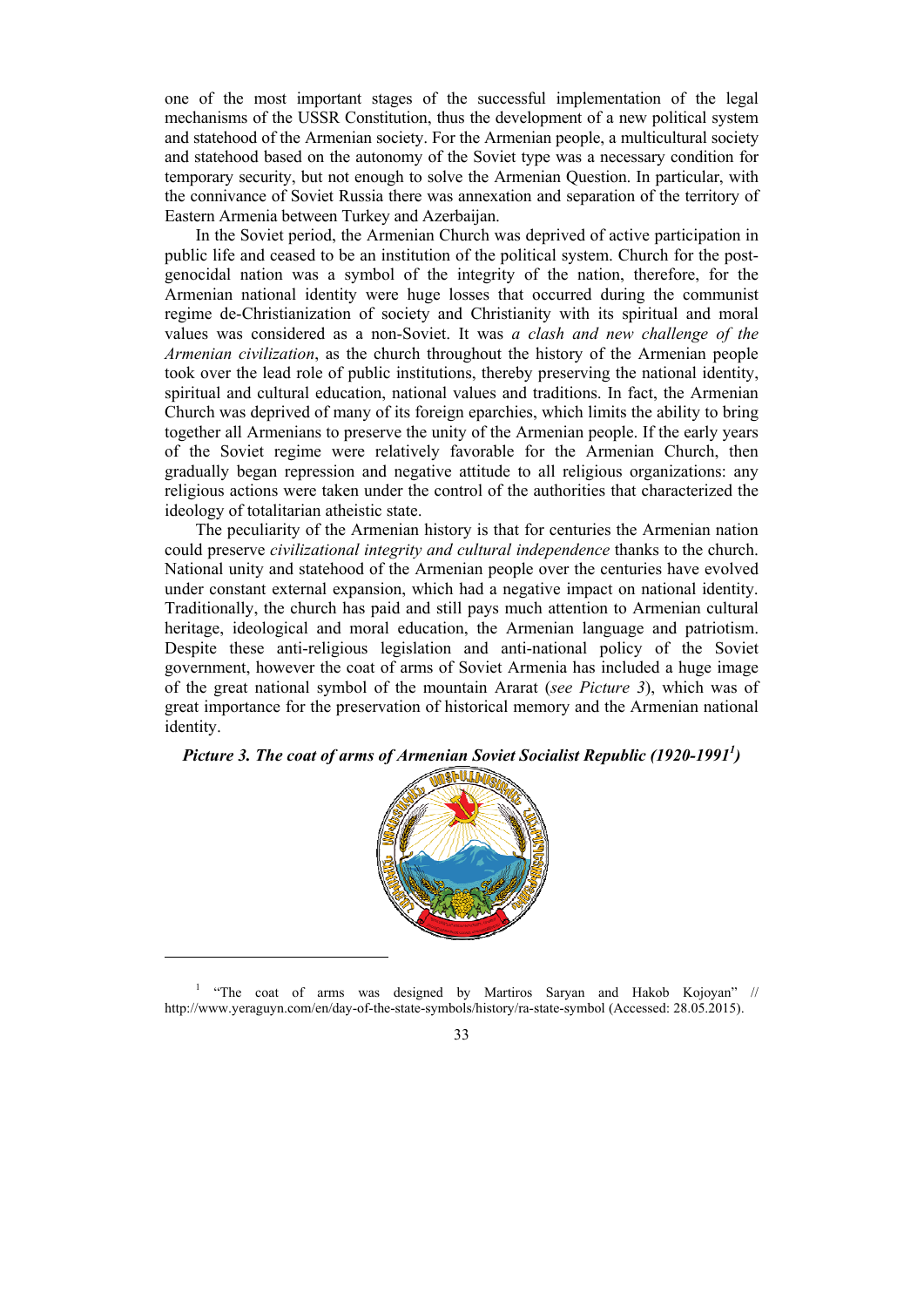one of the most important stages of the successful implementation of the legal mechanisms of the USSR Constitution, thus the development of a new political system and statehood of the Armenian society. For the Armenian people, a multicultural society and statehood based on the autonomy of the Soviet type was a necessary condition for temporary security, but not enough to solve the Armenian Question. In particular, with the connivance of Soviet Russia there was annexation and separation of the territory of Eastern Armenia between Turkey and Azerbaijan.

In the Soviet period, the Armenian Church was deprived of active participation in public life and ceased to be an institution of the political system. Church for the post-genocidal nation was a symbol of the integrity of the nation, therefore, for the Armenian national identity were huge losses that occurred during the communist regime de-Christianization of society and Christianity with its spiritual and moral values was considered as a non-Soviet. It was *a clash and new challenge of the Armenian civilization*, as the church throughout the history of the Armenian people took over the lead role of public institutions, thereby preserving the national identity, spiritual and cultural education, national values and traditions. In fact, the Armenian Church was deprived of many of its foreign eparchies, which limits the ability to bring together all Armenians to preserve the unity of the Armenian people. If the early years of the Soviet regime were relatively favorable for the Armenian Church, then gradually began repression and negative attitude to all religious organizations: any religious actions were taken under the control of the authorities that characterized the ideology of totalitarian atheistic state.

The peculiarity of the Armenian history is that for centuries the Armenian nation could preserve *civilizational integrity and cultural independence* thanks to the church. National unity and statehood of the Armenian people over the centuries have evolved under constant external expansion, which had a negative impact on national identity. Traditionally, the church has paid and still pays much attention to Armenian cultural heritage, ideological and moral education, the Armenian language and patriotism. Despite these anti-religious legislation and anti-national policy of the Soviet government, however the coat of arms of Soviet Armenia has included a huge image of the great national symbol of the mountain Ararat (*see Picture 3*), which was of great importance for the preservation of historical memory and the Armenian national identity.

***Picture 3. The coat of arms of Armenian Soviet Socialist Republic (1920-1991[1])***

[1] "The coat of arms was designed by Martiros Saryan and Hakob Kojoyan" // http://www.yeraguyn.com/en/day-of-the-state-symbols/history/ra-state-symbol (Accessed: 28.05.2015).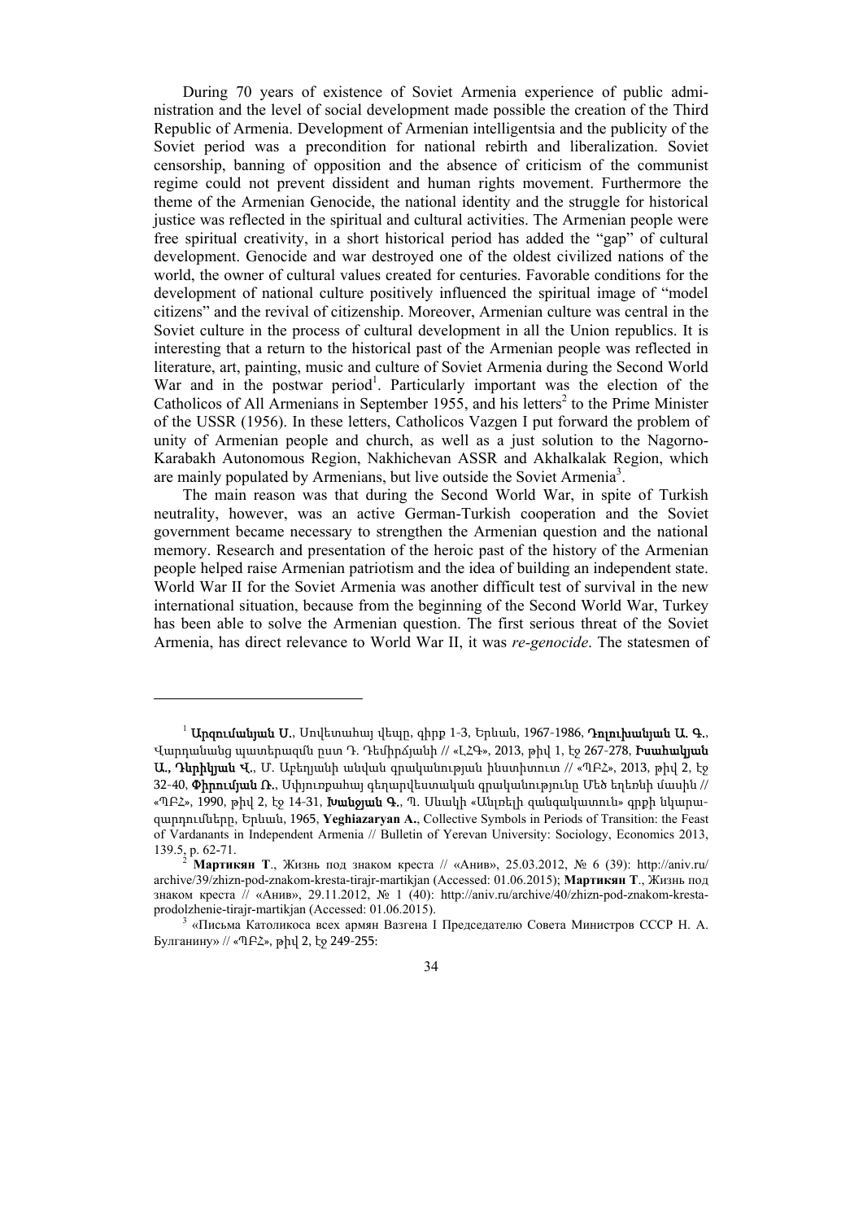During 70 years of existence of Soviet Armenia experience of public administration and the level of social development made possible the creation of the Third Republic of Armenia. Development of Armenian intelligentsia and the publicity of the Soviet period was a precondition for national rebirth and liberalization. Soviet censorship, banning of opposition and the absence of criticism of the communist regime could not prevent dissident and human rights movement. Furthermore the theme of the Armenian Genocide, the national identity and the struggle for historical justice was reflected in the spiritual and cultural activities. The Armenian people were free spiritual creativity, in a short historical period has added the "gap" of cultural development. Genocide and war destroyed one of the oldest civilized nations of the world, the owner of cultural values created for centuries. Favorable conditions for the development of national culture positively influenced the spiritual image of "model citizens" and the revival of citizenship. Moreover, Armenian culture was central in the Soviet culture in the process of cultural development in all the Union republics. It is interesting that a return to the historical past of the Armenian people was reflected in literature, art, painting, music and culture of Soviet Armenia during the Second World War and in the postwar period[1]. Particularly important was the election of the Catholicos of All Armenians in September 1955, and his letters[2] to the Prime Minister of the USSR (1956). In these letters, Catholicos Vazgen I put forward the problem of unity of Armenian people and church, as well as a just solution to the Nagorno-Karabakh Autonomous Region, Nakhichevan ASSR and Akhalkalak Region, which are mainly populated by Armenians, but live outside the Soviet Armenia[3].

The main reason was that during the Second World War, in spite of Turkish neutrality, however, was an active German-Turkish cooperation and the Soviet government became necessary to strengthen the Armenian question and the national memory. Research and presentation of the heroic past of the history of the Armenian people helped raise Armenian patriotism and the idea of building an independent state. World War II for the Soviet Armenia was another difficult test of survival in the new international situation, because from the beginning of the Second World War, Turkey has been able to solve the Armenian question. The first serious threat of the Soviet Armenia, has direct relevance to World War II, it was *re-genocide*. The statesmen of

---

[1] **Արզումանյան Ս.**, Սովետահայ վեպը, գիրք 1-3, Երևան, 1967-1986, **Դոլուխանյան Ա. Գ.**, Վարդանանց պատերազմն ըստ Դ. Դեմիրճյանի // «ԼՀԳ», 2013, թիվ 1, էջ 267-278, **Խաչիկյան Ա., Դնրիկյան Վ.**, Մ. Աբեղյանի անվան գրականության ինստիտուտ // «ՊԲՀ», 2013, թիվ 2, էջ 32-40, **Փիրումյան Ռ.**, Սփյուռքահայ գեղարվեստական գրականությունը Մեծ եղեռնի մասին // «ՊԲՀ», 1990, թիվ 2, էջ 14-31, **Խանջյան Գ.**, Պ. Սևակի «Անլռելի զանգակատուն» գրքի նկարազարդումները, Երևան, 1965, **Yeghiazaryan A.**, Collective Symbols in Periods of Transition: the Feast of Vardanants in Independent Armenia // Bulletin of Yerevan University: Sociology, Economics 2013, 139.5, p. 62-71.

[2] **Мартикян Т**., Жизнь под знаком креста // «Анив», 25.03.2012, № 6 (39): http://aniv.ru/archive/39/zhizn-pod-znakom-kresta-tirajr-martikjan (Accessed: 01.06.2015); **Мартикян Т**., Жизнь под знаком креста // «Анив», 29.11.2012, № 1 (40): http://aniv.ru/archive/40/zhizn-pod-znakom-kresta-prodolzhenie-tirajr-martikjan (Accessed: 01.06.2015).

[3] «Письма Католикоса всех армян Вазгена I Председателю Совета Министров СССР Н. А. Булганину» // «ՊԲՀ», թիվ 2, էջ 249-255: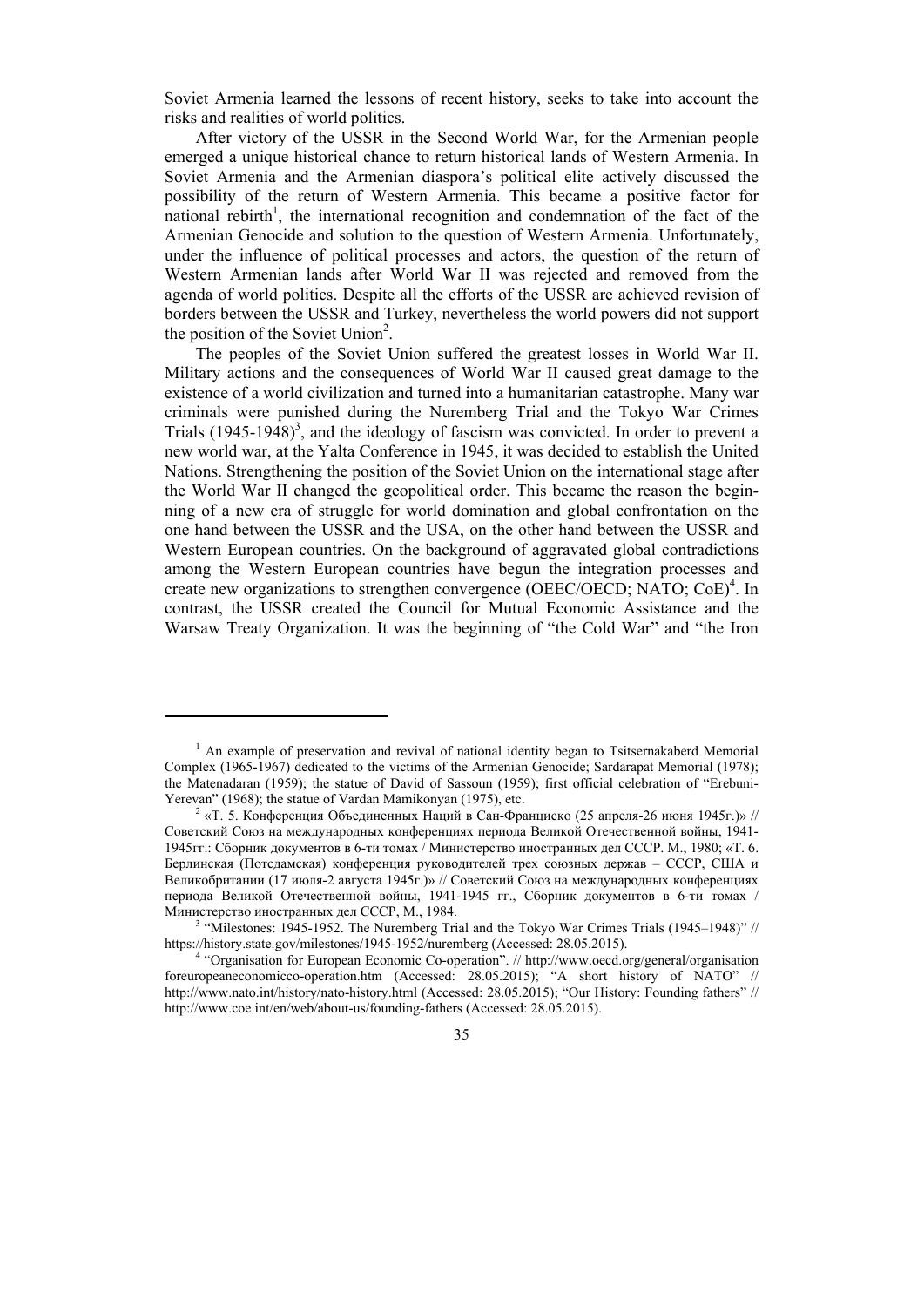Soviet Armenia learned the lessons of recent history, seeks to take into account the risks and realities of world politics.

After victory of the USSR in the Second World War, for the Armenian people emerged a unique historical chance to return historical lands of Western Armenia. In Soviet Armenia and the Armenian diaspora's political elite actively discussed the possibility of the return of Western Armenia. This became a positive factor for national rebirth[1], the international recognition and condemnation of the fact of the Armenian Genocide and solution to the question of Western Armenia. Unfortunately, under the influence of political processes and actors, the question of the return of Western Armenian lands after World War II was rejected and removed from the agenda of world politics. Despite all the efforts of the USSR are achieved revision of borders between the USSR and Turkey, nevertheless the world powers did not support the position of the Soviet Union[2].

The peoples of the Soviet Union suffered the greatest losses in World War II. Military actions and the consequences of World War II caused great damage to the existence of a world civilization and turned into a humanitarian catastrophe. Many war criminals were punished during the Nuremberg Trial and the Tokyo War Crimes Trials (1945-1948)[3], and the ideology of fascism was convicted. In order to prevent a new world war, at the Yalta Conference in 1945, it was decided to establish the United Nations. Strengthening the position of the Soviet Union on the international stage after the World War II changed the geopolitical order. This became the reason the beginning of a new era of struggle for world domination and global confrontation on the one hand between the USSR and the USA, on the other hand between the USSR and Western European countries. On the background of aggravated global contradictions among the Western European countries have begun the integration processes and create new organizations to strengthen convergence (OEEC/OECD; NATO; CoE)[4]. In contrast, the USSR created the Council for Mutual Economic Assistance and the Warsaw Treaty Organization. It was the beginning of "the Cold War" and "the Iron

---

[1] An example of preservation and revival of national identity began to Tsitsernakaberd Memorial Complex (1965-1967) dedicated to the victims of the Armenian Genocide; Sardarapat Memorial (1978); the Matenadaran (1959); the statue of David of Sassoun (1959); first official celebration of "Erebuni-Yerevan" (1968); the statue of Vardan Mamikonyan (1975), etc.

[2] «Т. 5. Конференция Объединенных Наций в Сан-Франциско (25 апреля-26 июня 1945г.)» // Советский Союз на международных конференциях периода Великой Отечественной войны, 1941-1945гг.: Сборник документов в 6-ти томах / Министерство иностранных дел СССР. М., 1980; «Т. 6. Берлинская (Потсдамская) конференция руководителей трех союзных держав – СССР, США и Великобритании (17 июля-2 августа 1945г.)» // Советский Союз на международных конференциях периода Великой Отечественной войны, 1941-1945 гг., Сборник документов в 6-ти томах / Министерство иностранных дел СССР, М., 1984.

[3] "Milestones: 1945-1952. The Nuremberg Trial and the Tokyo War Crimes Trials (1945–1948)" // https://history.state.gov/milestones/1945-1952/nuremberg (Accessed: 28.05.2015).

[4] "Organisation for European Economic Co-operation". // http://www.oecd.org/general/organisationforeuropeaneconomicco-operation.htm (Accessed: 28.05.2015); "A short history of NATO" // http://www.nato.int/history/nato-history.html (Accessed: 28.05.2015); "Our History: Founding fathers" // http://www.coe.int/en/web/about-us/founding-fathers (Accessed: 28.05.2015).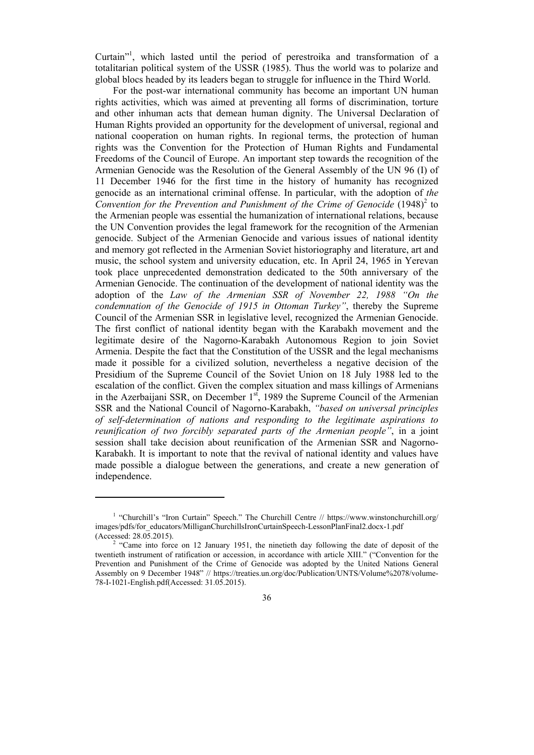Curtain"[1], which lasted until the period of perestroika and transformation of a totalitarian political system of the USSR (1985). Thus the world was to polarize and global blocs headed by its leaders began to struggle for influence in the Third World.

For the post-war international community has become an important UN human rights activities, which was aimed at preventing all forms of discrimination, torture and other inhuman acts that demean human dignity. The Universal Declaration of Human Rights provided an opportunity for the development of universal, regional and national cooperation on human rights. In regional terms, the protection of human rights was the Convention for the Protection of Human Rights and Fundamental Freedoms of the Council of Europe. An important step towards the recognition of the Armenian Genocide was the Resolution of the General Assembly of the UN 96 (I) of 11 December 1946 for the first time in the history of humanity has recognized genocide as an international criminal offense. In particular, with the adoption of *the Convention for the Prevention and Punishment of the Crime of Genocide* (1948)[2] to the Armenian people was essential the humanization of international relations, because the UN Convention provides the legal framework for the recognition of the Armenian genocide. Subject of the Armenian Genocide and various issues of national identity and memory got reflected in the Armenian Soviet historiography and literature, art and music, the school system and university education, etc. In April 24, 1965 in Yerevan took place unprecedented demonstration dedicated to the 50th anniversary of the Armenian Genocide. The continuation of the development of national identity was the adoption of the *Law of the Armenian SSR of November 22, 1988 "On the condemnation of the Genocide of 1915 in Ottoman Turkey"*, thereby the Supreme Council of the Armenian SSR in legislative level, recognized the Armenian Genocide. The first conflict of national identity began with the Karabakh movement and the legitimate desire of the Nagorno-Karabakh Autonomous Region to join Soviet Armenia. Despite the fact that the Constitution of the USSR and the legal mechanisms made it possible for a civilized solution, nevertheless a negative decision of the Presidium of the Supreme Council of the Soviet Union on 18 July 1988 led to the escalation of the conflict. Given the complex situation and mass killings of Armenians in the Azerbaijani SSR, on December 1st, 1989 the Supreme Council of the Armenian SSR and the National Council of Nagorno-Karabakh, *"based on universal principles of self-determination of nations and responding to the legitimate aspirations to reunification of two forcibly separated parts of the Armenian people"*, in a joint session shall take decision about reunification of the Armenian SSR and Nagorno-Karabakh. It is important to note that the revival of national identity and values have made possible a dialogue between the generations, and create a new generation of independence.

---

[1] "Churchill's "Iron Curtain" Speech." The Churchill Centre // https://www.winstonchurchill.org/images/pdfs/for_educators/MilliganChurchillsIronCurtainSpeech-LessonPlanFinal2.docx-1.pdf (Accessed: 28.05.2015).

[2] "Came into force on 12 January 1951, the ninetieth day following the date of deposit of the twentieth instrument of ratification or accession, in accordance with article XIII." ("Convention for the Prevention and Punishment of the Crime of Genocide was adopted by the United Nations General Assembly on 9 December 1948" // https://treaties.un.org/doc/Publication/UNTS/Volume%2078/volume-78-I-1021-English.pdf(Accessed: 31.05.2015).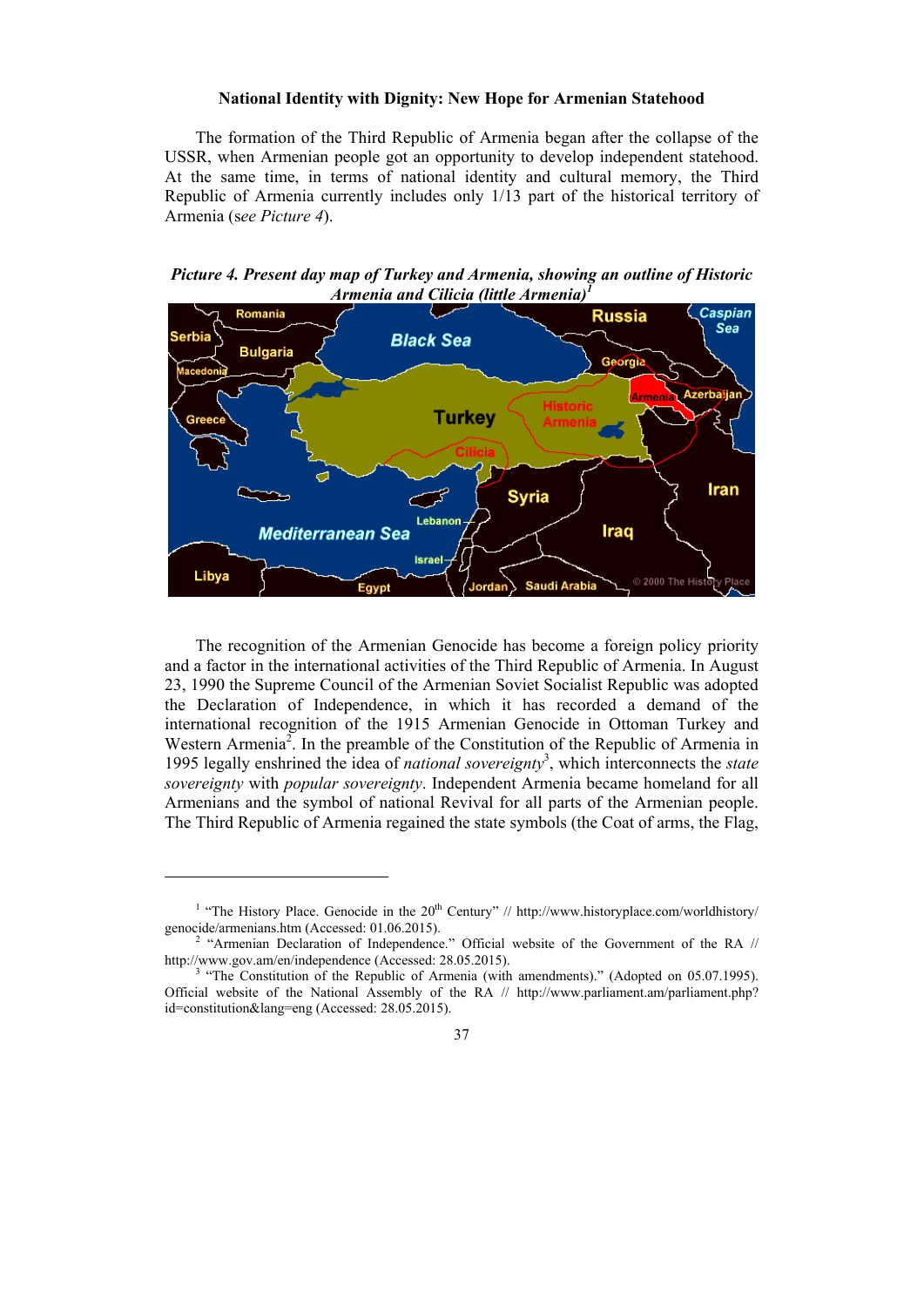### National Identity with Dignity: New Hope for Armenian Statehood

The formation of the Third Republic of Armenia began after the collapse of the USSR, when Armenian people got an opportunity to develop independent statehood. At the same time, in terms of national identity and cultural memory, the Third Republic of Armenia currently includes only 1/13 part of the historical territory of Armenia (*see Picture 4*).

***Picture 4. Present day map of Turkey and Armenia, showing an outline of Historic Armenia and Cilicia (little Armenia)***[1]

The recognition of the Armenian Genocide has become a foreign policy priority and a factor in the international activities of the Third Republic of Armenia. In August 23, 1990 the Supreme Council of the Armenian Soviet Socialist Republic was adopted the Declaration of Independence, in which it has recorded a demand of the international recognition of the 1915 Armenian Genocide in Ottoman Turkey and Western Armenia[2]. In the preamble of the Constitution of the Republic of Armenia in 1995 legally enshrined the idea of *national sovereignty*[3], which interconnects the *state sovereignty* with *popular sovereignty*. Independent Armenia became homeland for all Armenians and the symbol of national Revival for all parts of the Armenian people. The Third Republic of Armenia regained the state symbols (the Coat of arms, the Flag,

---

[1] "The History Place. Genocide in the 20th Century" // http://www.historyplace.com/worldhistory/genocide/armenians.htm (Accessed: 01.06.2015).

[2] "Armenian Declaration of Independence." Official website of the Government of the RA // http://www.gov.am/en/independence (Accessed: 28.05.2015).

[3] "The Constitution of the Republic of Armenia (with amendments)." (Adopted on 05.07.1995). Official website of the National Assembly of the RA // http://www.parliament.am/parliament.php?id=constitution&lang=eng (Accessed: 28.05.2015).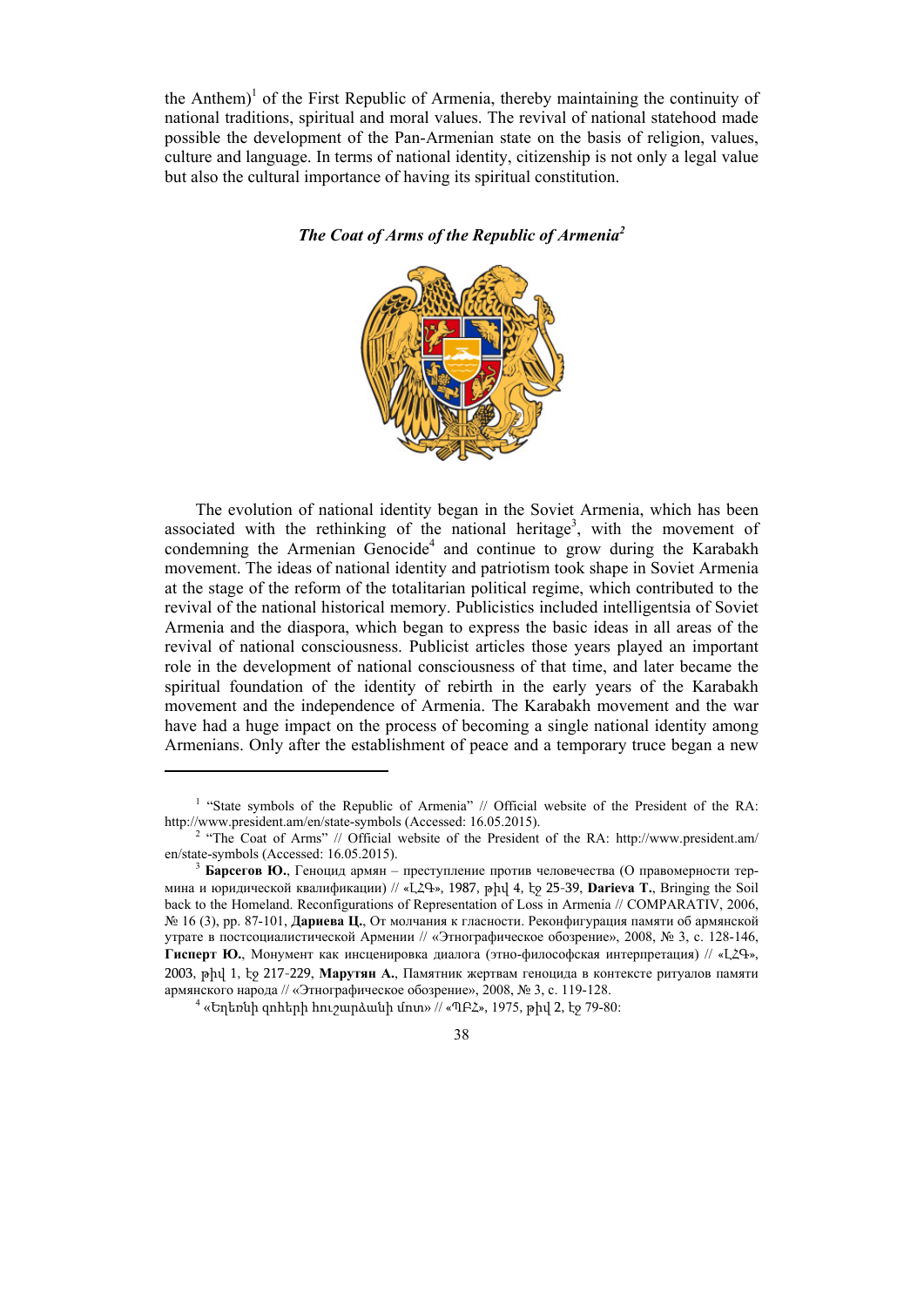the Anthem)[1] of the First Republic of Armenia, thereby maintaining the continuity of national traditions, spiritual and moral values. The revival of national statehood made possible the development of the Pan-Armenian state on the basis of religion, values, culture and language. In terms of national identity, citizenship is not only a legal value but also the cultural importance of having its spiritual constitution.

***The Coat of Arms of the Republic of Armenia[2]***

The evolution of national identity began in the Soviet Armenia, which has been associated with the rethinking of the national heritage[3], with the movement of condemning the Armenian Genocide[4] and continue to grow during the Karabakh movement. The ideas of national identity and patriotism took shape in Soviet Armenia at the stage of the reform of the totalitarian political regime, which contributed to the revival of the national historical memory. Publicistics included intelligentsia of Soviet Armenia and the diaspora, which began to express the basic ideas in all areas of the revival of national consciousness. Publicist articles those years played an important role in the development of national consciousness of that time, and later became the spiritual foundation of the identity of rebirth in the early years of the Karabakh movement and the independence of Armenia. The Karabakh movement and the war have had a huge impact on the process of becoming a single national identity among Armenians. Only after the establishment of peace and a temporary truce began a new

---

[1] "State symbols of the Republic of Armenia" // Official website of the President of the RA: http://www.president.am/en/state-symbols (Accessed: 16.05.2015).

[2] "The Coat of Arms" // Official website of the President of the RA: http://www.president.am/en/state-symbols (Accessed: 16.05.2015).

[3] **Барсегов Ю.**, Геноцид армян – преступление против человечества (О правомерности термина и юридической квалификации) // «ԼՀԳ», 1987, թիվ 4, էջ 25-39, **Darieva T.**, Bringing the Soil back to the Homeland. Reconfigurations of Representation of Loss in Armenia // COMPARATIV, 2006, № 16 (3), pp. 87-101, **Дариева Ц.**, От молчания к гласности. Реконфигурация памяти об армянской утрате в постсоциалистической Армении // «Этнографическое обозрение», 2008, № 3, с. 128-146, **Гисперт Ю.**, Монумент как инсценировка диалога (этно-философская интерпретация) // «ԼՀԳ», 2003, թիվ 1, էջ 217-229, **Марутян А.**, Памятник жертвам геноцида в контексте ритуалов памяти армянского народа // «Этнографическое обозрение», 2008, № 3, с. 119-128.

[4] «Եղեռնի զոհերի հուշարձանի մոտ» // «ՊԲՀ», 1975, թիվ 2, էջ 79-80: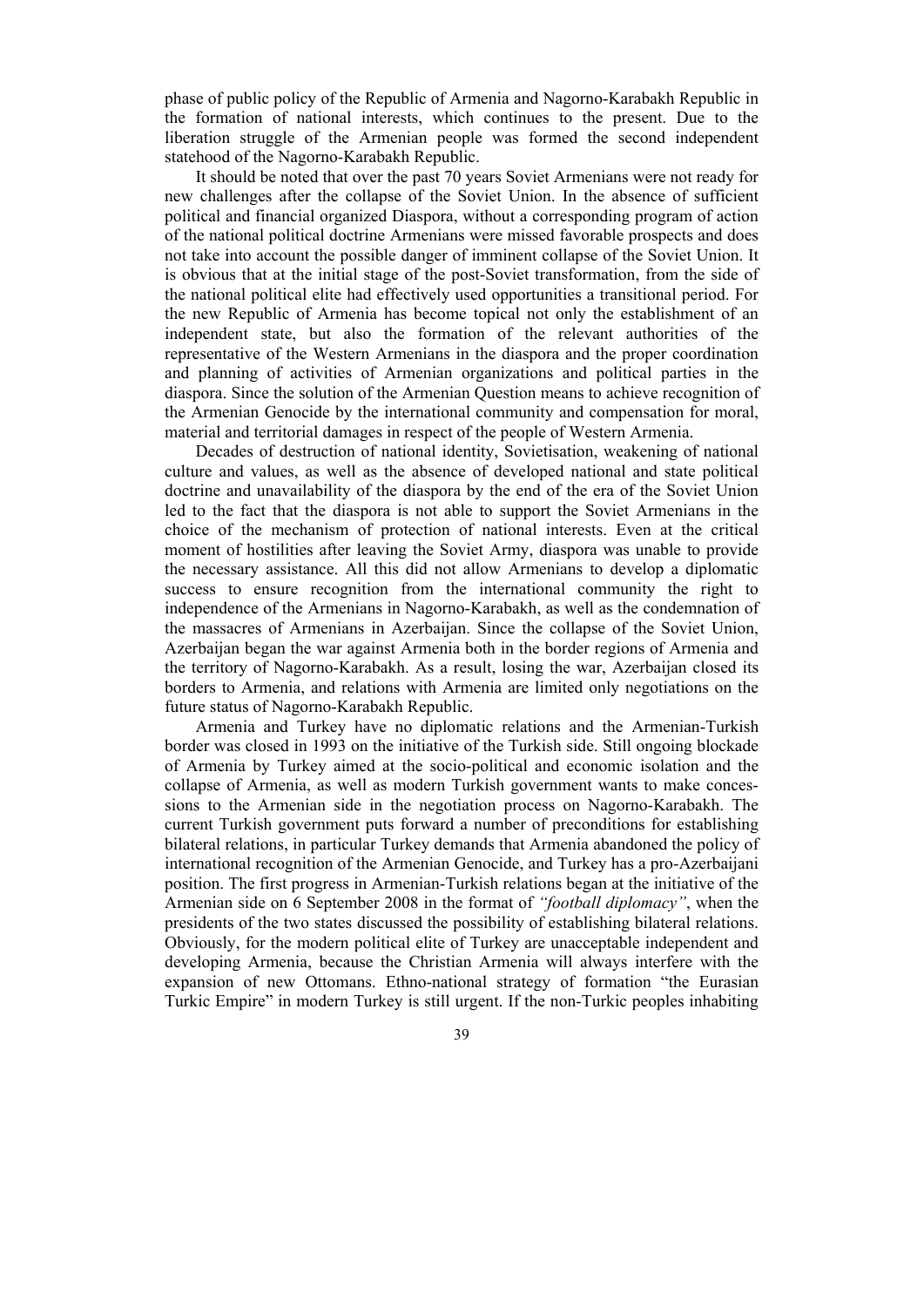phase of public policy of the Republic of Armenia and Nagorno-Karabakh Republic in the formation of national interests, which continues to the present. Due to the liberation struggle of the Armenian people was formed the second independent statehood of the Nagorno-Karabakh Republic.

It should be noted that over the past 70 years Soviet Armenians were not ready for new challenges after the collapse of the Soviet Union. In the absence of sufficient political and financial organized Diaspora, without a corresponding program of action of the national political doctrine Armenians were missed favorable prospects and does not take into account the possible danger of imminent collapse of the Soviet Union. It is obvious that at the initial stage of the post-Soviet transformation, from the side of the national political elite had effectively used opportunities a transitional period. For the new Republic of Armenia has become topical not only the establishment of an independent state, but also the formation of the relevant authorities of the representative of the Western Armenians in the diaspora and the proper coordination and planning of activities of Armenian organizations and political parties in the diaspora. Since the solution of the Armenian Question means to achieve recognition of the Armenian Genocide by the international community and compensation for moral, material and territorial damages in respect of the people of Western Armenia.

Decades of destruction of national identity, Sovietisation, weakening of national culture and values, as well as the absence of developed national and state political doctrine and unavailability of the diaspora by the end of the era of the Soviet Union led to the fact that the diaspora is not able to support the Soviet Armenians in the choice of the mechanism of protection of national interests. Even at the critical moment of hostilities after leaving the Soviet Army, diaspora was unable to provide the necessary assistance. All this did not allow Armenians to develop a diplomatic success to ensure recognition from the international community the right to independence of the Armenians in Nagorno-Karabakh, as well as the condemnation of the massacres of Armenians in Azerbaijan. Since the collapse of the Soviet Union, Azerbaijan began the war against Armenia both in the border regions of Armenia and the territory of Nagorno-Karabakh. As a result, losing the war, Azerbaijan closed its borders to Armenia, and relations with Armenia are limited only negotiations on the future status of Nagorno-Karabakh Republic.

Armenia and Turkey have no diplomatic relations and the Armenian-Turkish border was closed in 1993 on the initiative of the Turkish side. Still ongoing blockade of Armenia by Turkey aimed at the socio-political and economic isolation and the collapse of Armenia, as well as modern Turkish government wants to make concessions to the Armenian side in the negotiation process on Nagorno-Karabakh. The current Turkish government puts forward a number of preconditions for establishing bilateral relations, in particular Turkey demands that Armenia abandoned the policy of international recognition of the Armenian Genocide, and Turkey has a pro-Azerbaijani position. The first progress in Armenian-Turkish relations began at the initiative of the Armenian side on 6 September 2008 in the format of *"football diplomacy"*, when the presidents of the two states discussed the possibility of establishing bilateral relations. Obviously, for the modern political elite of Turkey are unacceptable independent and developing Armenia, because the Christian Armenia will always interfere with the expansion of new Ottomans. Ethno-national strategy of formation "the Eurasian Turkic Empire" in modern Turkey is still urgent. If the non-Turkic peoples inhabiting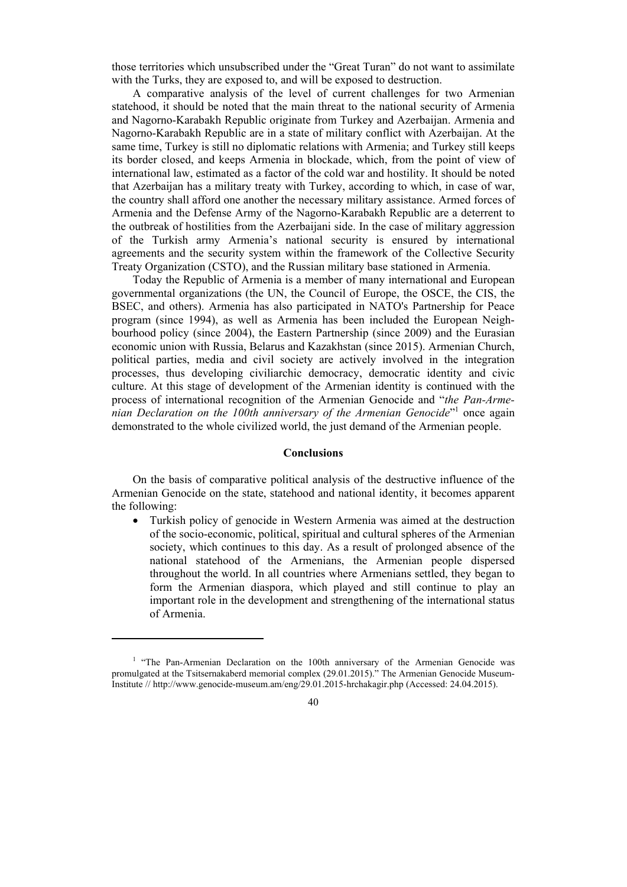those territories which unsubscribed under the "Great Turan" do not want to assimilate with the Turks, they are exposed to, and will be exposed to destruction.

A comparative analysis of the level of current challenges for two Armenian statehood, it should be noted that the main threat to the national security of Armenia and Nagorno-Karabakh Republic originate from Turkey and Azerbaijan. Armenia and Nagorno-Karabakh Republic are in a state of military conflict with Azerbaijan. At the same time, Turkey is still no diplomatic relations with Armenia; and Turkey still keeps its border closed, and keeps Armenia in blockade, which, from the point of view of international law, estimated as a factor of the cold war and hostility. It should be noted that Azerbaijan has a military treaty with Turkey, according to which, in case of war, the country shall afford one another the necessary military assistance. Armed forces of Armenia and the Defense Army of the Nagorno-Karabakh Republic are a deterrent to the outbreak of hostilities from the Azerbaijani side. In the case of military aggression of the Turkish army Armenia's national security is ensured by international agreements and the security system within the framework of the Collective Security Treaty Organization (CSTO), and the Russian military base stationed in Armenia.

Today the Republic of Armenia is a member of many international and European governmental organizations (the UN, the Council of Europe, the OSCE, the CIS, the BSEC, and others). Armenia has also participated in NATO's Partnership for Peace program (since 1994), as well as Armenia has been included the European Neighbourhood policy (since 2004), the Eastern Partnership (since 2009) and the Eurasian economic union with Russia, Belarus and Kazakhstan (since 2015). Armenian Church, political parties, media and civil society are actively involved in the integration processes, thus developing civiliarchic democracy, democratic identity and civic culture. At this stage of development of the Armenian identity is continued with the process of international recognition of the Armenian Genocide and "*the Pan-Armenian Declaration on the 100th anniversary of the Armenian Genocide*"[1] once again demonstrated to the whole civilized world, the just demand of the Armenian people.

## Conclusions

On the basis of comparative political analysis of the destructive influence of the Armenian Genocide on the state, statehood and national identity, it becomes apparent the following:

- Turkish policy of genocide in Western Armenia was aimed at the destruction of the socio-economic, political, spiritual and cultural spheres of the Armenian society, which continues to this day. As a result of prolonged absence of the national statehood of the Armenians, the Armenian people dispersed throughout the world. In all countries where Armenians settled, they began to form the Armenian diaspora, which played and still continue to play an important role in the development and strengthening of the international status of Armenia.

---

[1] "The Pan-Armenian Declaration on the 100th anniversary of the Armenian Genocide was promulgated at the Tsitsernakaberd memorial complex (29.01.2015)." The Armenian Genocide Museum-Institute // http://www.genocide-museum.am/eng/29.01.2015-hrchakagir.php (Accessed: 24.04.2015).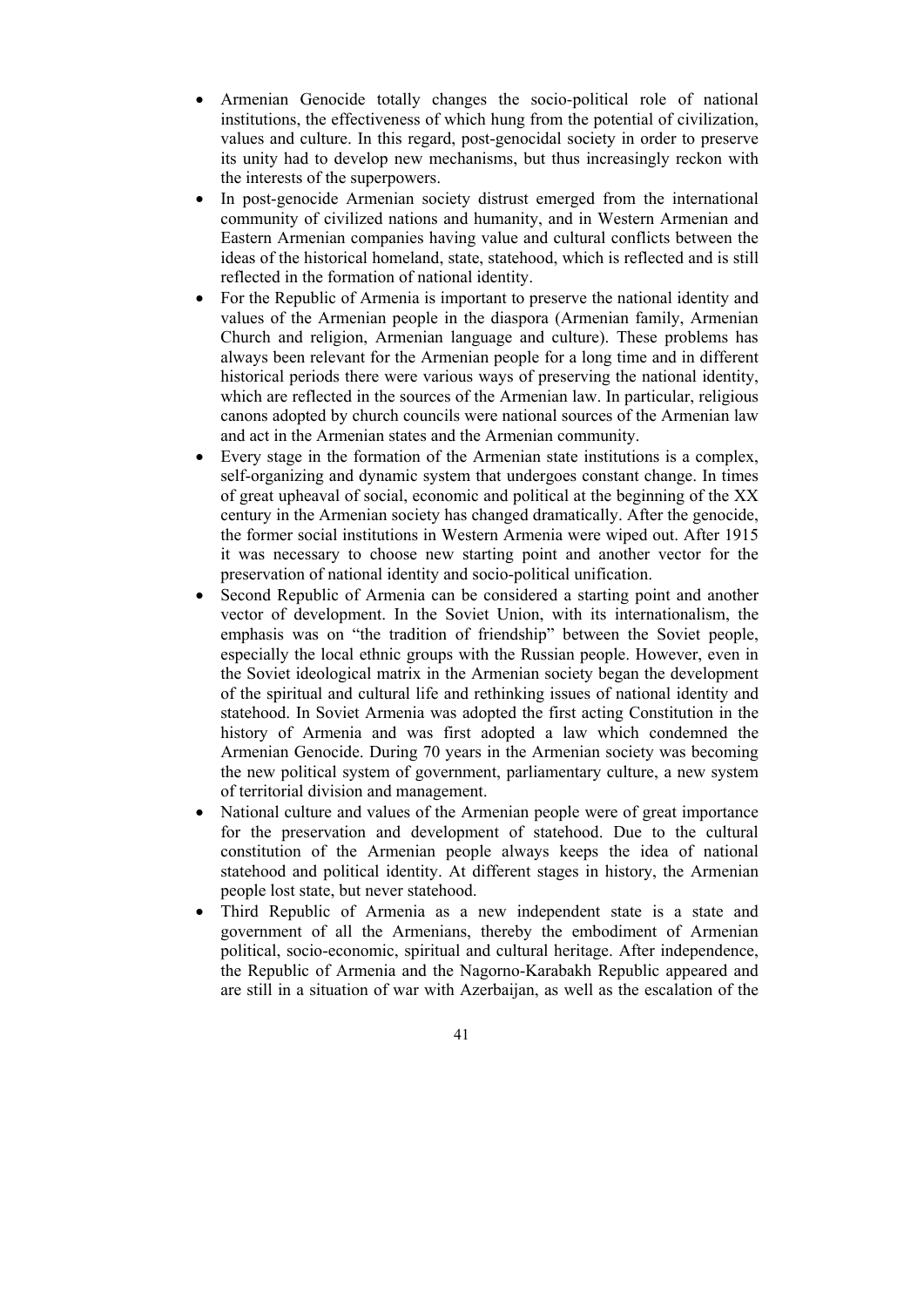- Armenian Genocide totally changes the socio-political role of national institutions, the effectiveness of which hung from the potential of civilization, values and culture. In this regard, post-genocidal society in order to preserve its unity had to develop new mechanisms, but thus increasingly reckon with the interests of the superpowers.
- In post-genocide Armenian society distrust emerged from the international community of civilized nations and humanity, and in Western Armenian and Eastern Armenian companies having value and cultural conflicts between the ideas of the historical homeland, state, statehood, which is reflected and is still reflected in the formation of national identity.
- For the Republic of Armenia is important to preserve the national identity and values of the Armenian people in the diaspora (Armenian family, Armenian Church and religion, Armenian language and culture). These problems has always been relevant for the Armenian people for a long time and in different historical periods there were various ways of preserving the national identity, which are reflected in the sources of the Armenian law. In particular, religious canons adopted by church councils were national sources of the Armenian law and act in the Armenian states and the Armenian community.
- Every stage in the formation of the Armenian state institutions is a complex, self-organizing and dynamic system that undergoes constant change. In times of great upheaval of social, economic and political at the beginning of the XX century in the Armenian society has changed dramatically. After the genocide, the former social institutions in Western Armenia were wiped out. After 1915 it was necessary to choose new starting point and another vector for the preservation of national identity and socio-political unification.
- Second Republic of Armenia can be considered a starting point and another vector of development. In the Soviet Union, with its internationalism, the emphasis was on "the tradition of friendship" between the Soviet people, especially the local ethnic groups with the Russian people. However, even in the Soviet ideological matrix in the Armenian society began the development of the spiritual and cultural life and rethinking issues of national identity and statehood. In Soviet Armenia was adopted the first acting Constitution in the history of Armenia and was first adopted a law which condemned the Armenian Genocide. During 70 years in the Armenian society was becoming the new political system of government, parliamentary culture, a new system of territorial division and management.
- National culture and values of the Armenian people were of great importance for the preservation and development of statehood. Due to the cultural constitution of the Armenian people always keeps the idea of national statehood and political identity. At different stages in history, the Armenian people lost state, but never statehood.
- Third Republic of Armenia as a new independent state is a state and government of all the Armenians, thereby the embodiment of Armenian political, socio-economic, spiritual and cultural heritage. After independence, the Republic of Armenia and the Nagorno-Karabakh Republic appeared and are still in a situation of war with Azerbaijan, as well as the escalation of the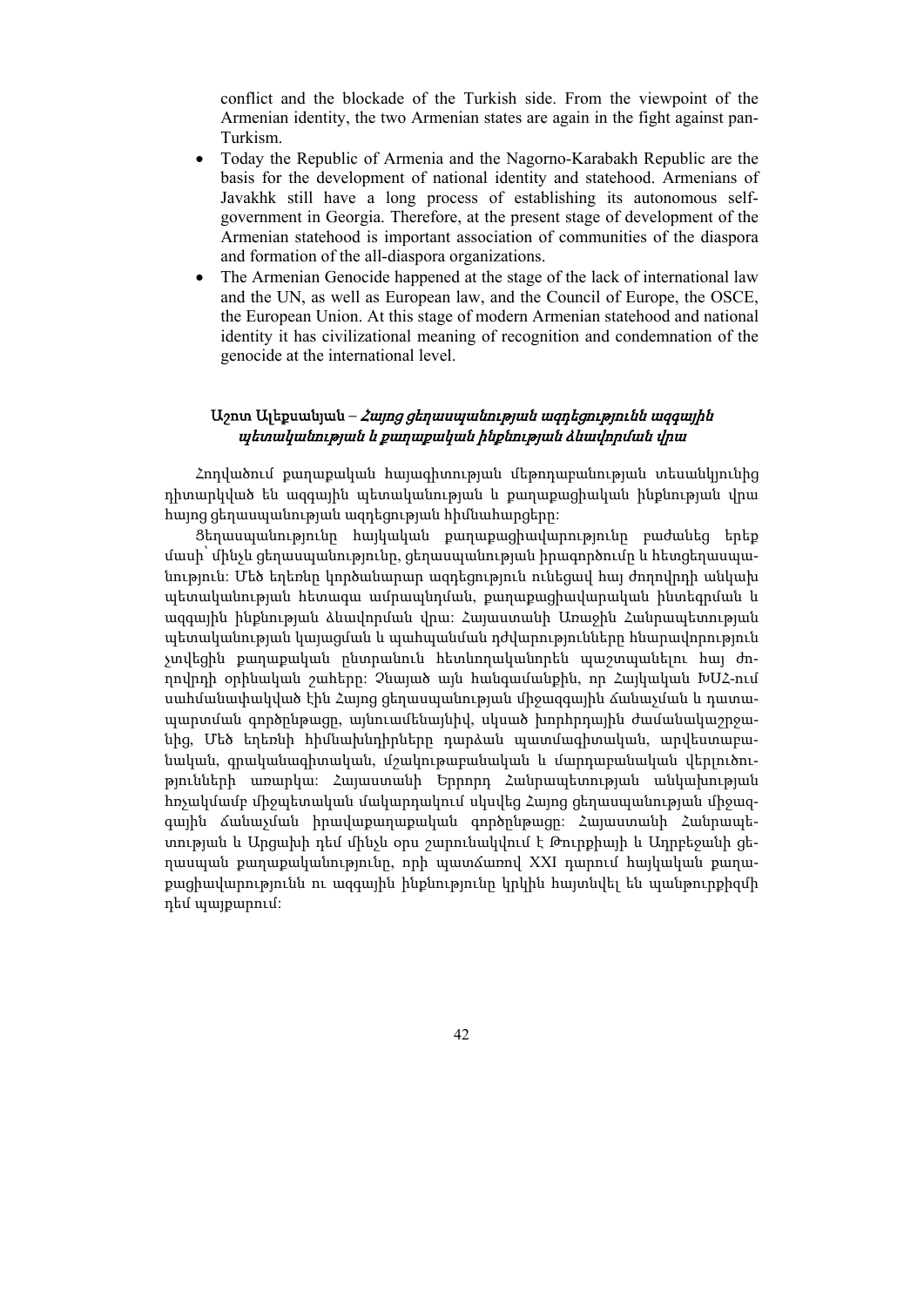conflict and the blockade of the Turkish side. From the viewpoint of the Armenian identity, the two Armenian states are again in the fight against pan-Turkism.

- Today the Republic of Armenia and the Nagorno-Karabakh Republic are the basis for the development of national identity and statehood. Armenians of Javakhk still have a long process of establishing its autonomous self-government in Georgia. Therefore, at the present stage of development of the Armenian statehood is important association of communities of the diaspora and formation of the all-diaspora organizations.
- The Armenian Genocide happened at the stage of the lack of international law and the UN, as well as European law, and the Council of Europe, the OSCE, the European Union. At this stage of modern Armenian statehood and national identity it has civilizational meaning of recognition and condemnation of the genocide at the international level.

### Աշոտ Ալեքսանյան – *Հայոց ցեղասպանության ազդեցությունն ազգային պետականության և քաղաքական ինքնության ձևավորման վրա*

Հոդվածում քաղաքական հայագիտության մեթոդաբանության տեսանկյունից դիտարկված են ազգային պետականության և քաղաքացիական ինքնության վրա հայոց ցեղասպանության ազդեցության հիմնահարցերը:

Ցեղասպանությունը հայկական քաղաքացիավարությունը բաժանեց երեք մասի՝ մինչև ցեղասպանությունը, ցեղասպանության իրագործումը և հետցեղասպանություն: Մեծ եղեռնը կործանարար ազդեցություն ունեցավ հայ ժողովրդի անկախ պետականության հետագա ամրապնդման, քաղաքացիավարական ինտեգրման և ազգային ինքնության ձևավորման վրա: Հայաստանի Առաջին Հանրապետության պետականության կայացման և պահպանման դժվարությունները հնարավորություն չտվեցին քաղաքական ընտրանուն հետևողականորեն պաշտպանելու հայ ժողովրդի օրինական շահերը: Չնայած այն հանգամանքին, որ Հայկական ԽՍՀ-ում սահմանափակված էին Հայոց ցեղասպանության միջազգային ճանաչման և դատապարտման գործընթացը, այնուամենայնիվ, սկսած խորհրդային ժամանակաշրջանից, Մեծ եղեռնի հիմնախնդիրները դարձան պատմագիտական, արվեստաբանական, գրականագիտական, մշակութաբանական և մարդաբանական վերլուծությունների առարկա: Հայաստանի Երրորդ Հանրապետության անկախության հռչակմամբ միջպետական մակարդակում սկսվեց Հայոց ցեղասպանության միջազգային ճանաչման իրավաքաղաքական գործընթացը: Հայաստանի Հանրապետության և Արցախի դեմ մինչև օրս շարունակվում է Թուրքիայի և Ադրբեջանի ցեղասպան քաղաքականությունը, որի պատճառով XXI դարում հայկական քաղաքացիավարությունն ու ազգային ինքնությունը կրկին հայտնվել են պանթուրքիզմի դեմ պայքարում: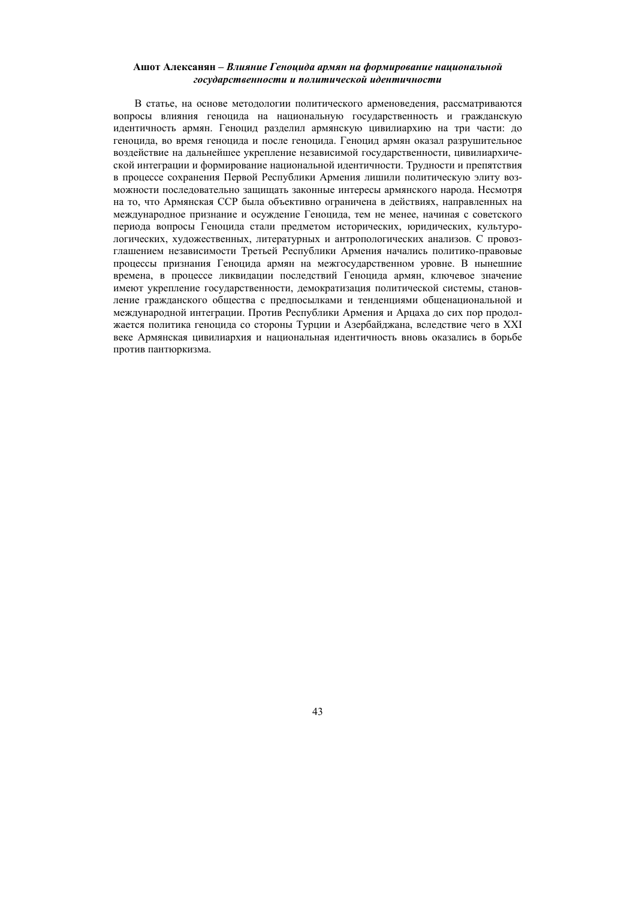**Ашот Алексанян – *Влияние Геноцида армян на формирование национальной государственности и политической идентичности***

В статье, на основе методологии политического арменоведения, рассматриваются вопросы влияния геноцида на национальную государственность и гражданскую идентичность армян. Геноцид разделил армянскую цивилиархию на три части: до геноцида, во время геноцида и после геноцида. Геноцид армян оказал разрушительное воздействие на дальнейшее укрепление независимой государственности, цивилиархической интеграции и формирование национальной идентичности. Трудности и препятствия в процессе сохранения Первой Республики Армения лишили политическую элиту возможности последовательно защищать законные интересы армянского народа. Несмотря на то, что Армянская ССР была объективно ограничена в действиях, направленных на международное признание и осуждение Геноцида, тем не менее, начиная с советского периода вопросы Геноцида стали предметом исторических, юридических, культурологических, художественных, литературных и антропологических анализов. С провозглашением независимости Третьей Республики Армения начались политико-правовые процессы признания Геноцида армян на межгосударственном уровне. В нынешние времена, в процессе ликвидации последствий Геноцида армян, ключевое значение имеют укрепление государственности, демократизация политической системы, становление гражданского общества с предпосылками и тенденциями общенациональной и международной интеграции. Против Республики Армения и Арцаха до сих пор продолжается политика геноцида со стороны Турции и Азербайджана, вследствие чего в XXI веке Армянская цивилиархия и национальная идентичность вновь оказались в борьбе против пантюркизма.